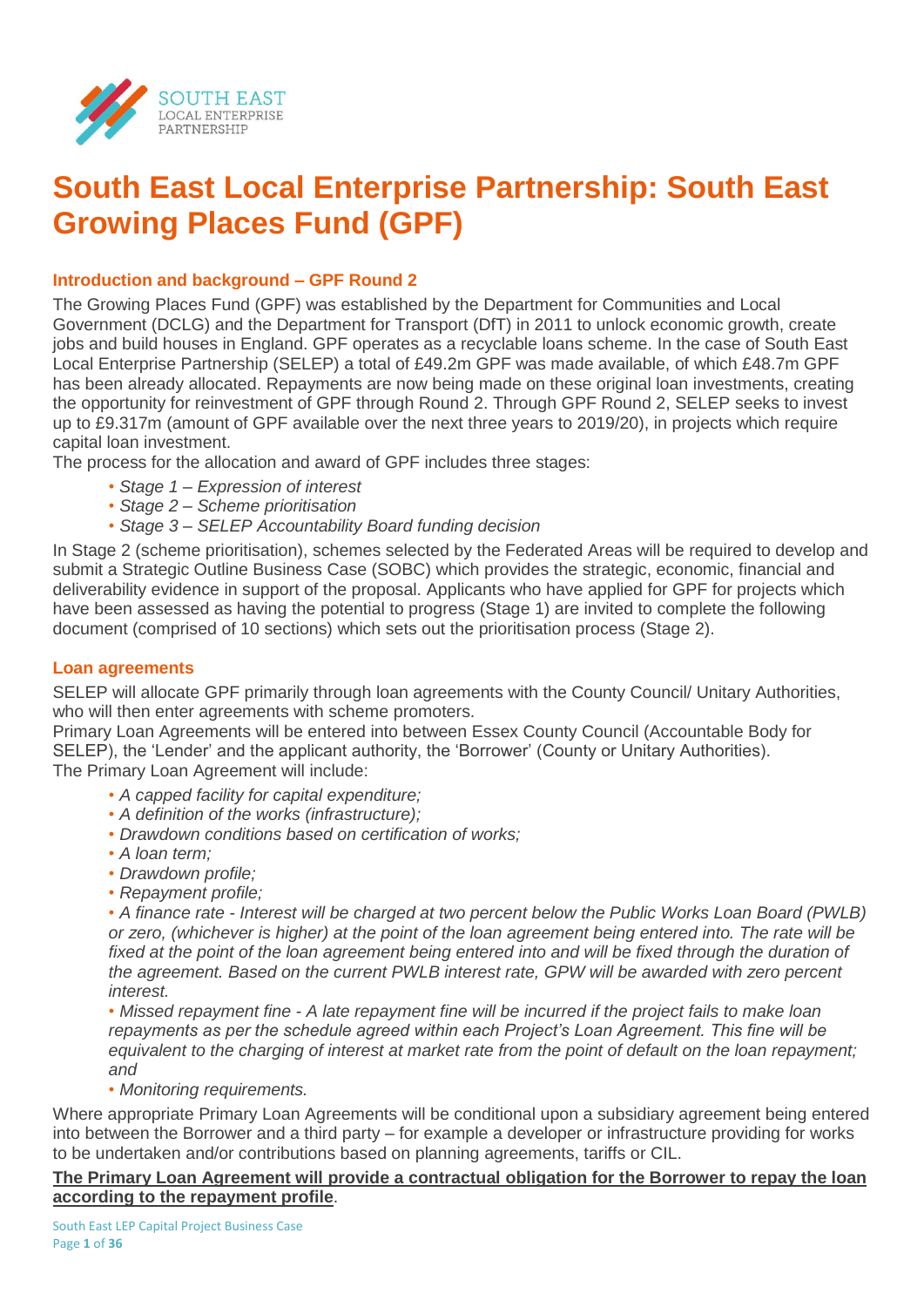# South East Local Enterprise Partnership: South East Growing Places Fund (GPF)

### Introduction and background – GPF Round 2

The Growing Places Fund (GPF) was established by the Department for Communities and Local Government (DCLG) and the Department for Transport (DfT) in 2011 to unlock economic growth, create jobs and build houses in England. GPF operates as a recyclable loans scheme. In the case of South East Local Enterprise Partnership (SELEP) a total of £49.2m GPF was made available, of which £48.7m GPF has been already allocated. Repayments are now being made on these original loan investments, creating the opportunity for reinvestment of GPF through Round 2. Through GPF Round 2, SELEP seeks to invest up to £9.317m (amount of GPF available over the next three years to 2019/20), in projects which require capital loan investment.

The process for the allocation and award of GPF includes three stages:

- *Stage 1 – Expression of interest*
- *Stage 2 – Scheme prioritisation*
- *Stage 3 – SELEP Accountability Board funding decision*

In Stage 2 (scheme prioritisation), schemes selected by the Federated Areas will be required to develop and submit a Strategic Outline Business Case (SOBC) which provides the strategic, economic, financial and deliverability evidence in support of the proposal. Applicants who have applied for GPF for projects which have been assessed as having the potential to progress (Stage 1) are invited to complete the following document (comprised of 10 sections) which sets out the prioritisation process (Stage 2).

### Loan agreements

SELEP will allocate GPF primarily through loan agreements with the County Council/ Unitary Authorities, who will then enter agreements with scheme promoters.

Primary Loan Agreements will be entered into between Essex County Council (Accountable Body for SELEP), the 'Lender' and the applicant authority, the 'Borrower' (County or Unitary Authorities).

The Primary Loan Agreement will include:

- *A capped facility for capital expenditure;*
- *A definition of the works (infrastructure);*
- *Drawdown conditions based on certification of works;*
- *A loan term;*
- *Drawdown profile;*
- *Repayment profile;*
- *A finance rate - Interest will be charged at two percent below the Public Works Loan Board (PWLB) or zero, (whichever is higher) at the point of the loan agreement being entered into. The rate will be fixed at the point of the loan agreement being entered into and will be fixed through the duration of the agreement. Based on the current PWLB interest rate, GPW will be awarded with zero percent interest.*
- *Missed repayment fine - A late repayment fine will be incurred if the project fails to make loan repayments as per the schedule agreed within each Project's Loan Agreement. This fine will be equivalent to the charging of interest at market rate from the point of default on the loan repayment; and*
- *Monitoring requirements.*

Where appropriate Primary Loan Agreements will be conditional upon a subsidiary agreement being entered into between the Borrower and a third party – for example a developer or infrastructure providing for works to be undertaken and/or contributions based on planning agreements, tariffs or CIL.

**The Primary Loan Agreement will provide a contractual obligation for the Borrower to repay the loan according to the repayment profile**.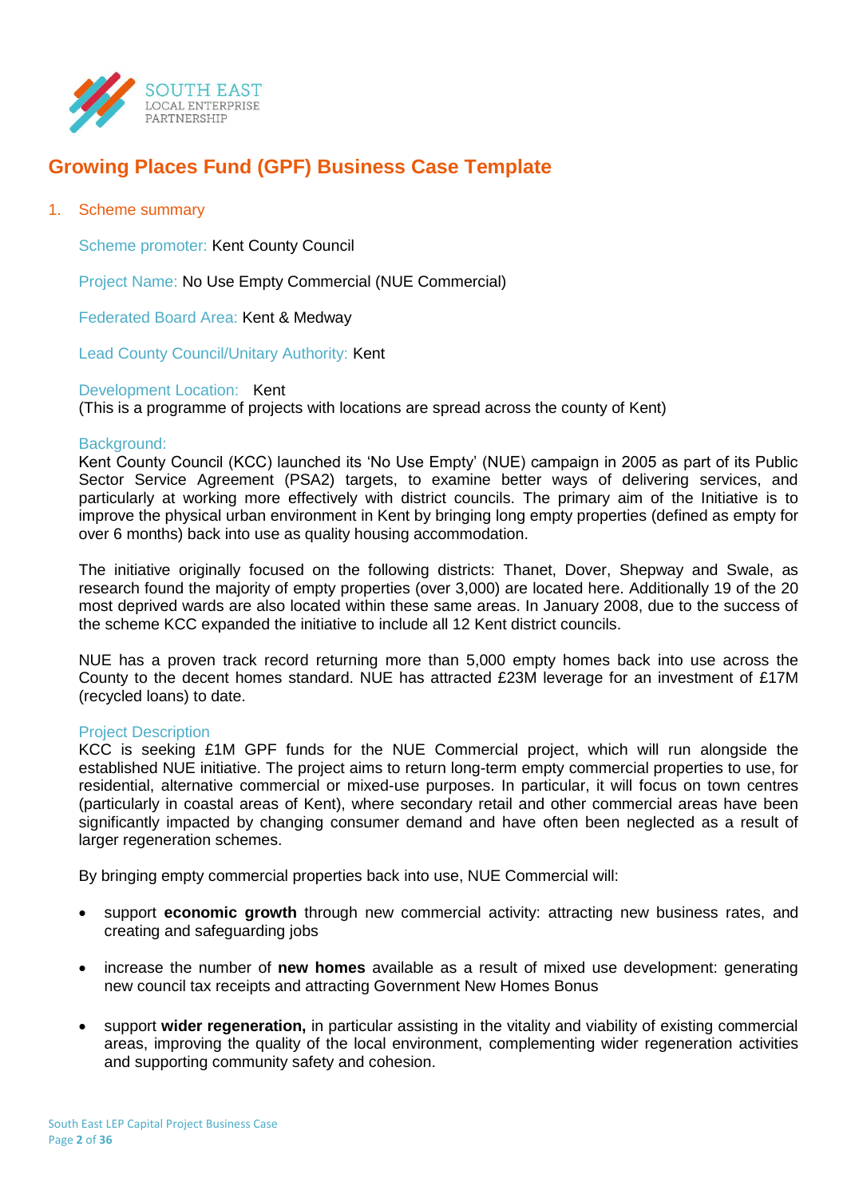# Growing Places Fund (GPF) Business Case Template

## 1. Scheme summary

Scheme promoter: Kent County Council

Project Name: No Use Empty Commercial (NUE Commercial)

Federated Board Area: Kent & Medway

Lead County Council/Unitary Authority: Kent

Development Location: Kent
(This is a programme of projects with locations are spread across the county of Kent)

### Background:

Kent County Council (KCC) launched its 'No Use Empty' (NUE) campaign in 2005 as part of its Public Sector Service Agreement (PSA2) targets, to examine better ways of delivering services, and particularly at working more effectively with district councils. The primary aim of the Initiative is to improve the physical urban environment in Kent by bringing long empty properties (defined as empty for over 6 months) back into use as quality housing accommodation.

The initiative originally focused on the following districts: Thanet, Dover, Shepway and Swale, as research found the majority of empty properties (over 3,000) are located here. Additionally 19 of the 20 most deprived wards are also located within these same areas. In January 2008, due to the success of the scheme KCC expanded the initiative to include all 12 Kent district councils.

NUE has a proven track record returning more than 5,000 empty homes back into use across the County to the decent homes standard. NUE has attracted £23M leverage for an investment of £17M (recycled loans) to date.

### Project Description

KCC is seeking £1M GPF funds for the NUE Commercial project, which will run alongside the established NUE initiative. The project aims to return long-term empty commercial properties to use, for residential, alternative commercial or mixed-use purposes. In particular, it will focus on town centres (particularly in coastal areas of Kent), where secondary retail and other commercial areas have been significantly impacted by changing consumer demand and have often been neglected as a result of larger regeneration schemes.

By bringing empty commercial properties back into use, NUE Commercial will:

- support **economic growth** through new commercial activity: attracting new business rates, and creating and safeguarding jobs
- increase the number of **new homes** available as a result of mixed use development: generating new council tax receipts and attracting Government New Homes Bonus
- support **wider regeneration,** in particular assisting in the vitality and viability of existing commercial areas, improving the quality of the local environment, complementing wider regeneration activities and supporting community safety and cohesion.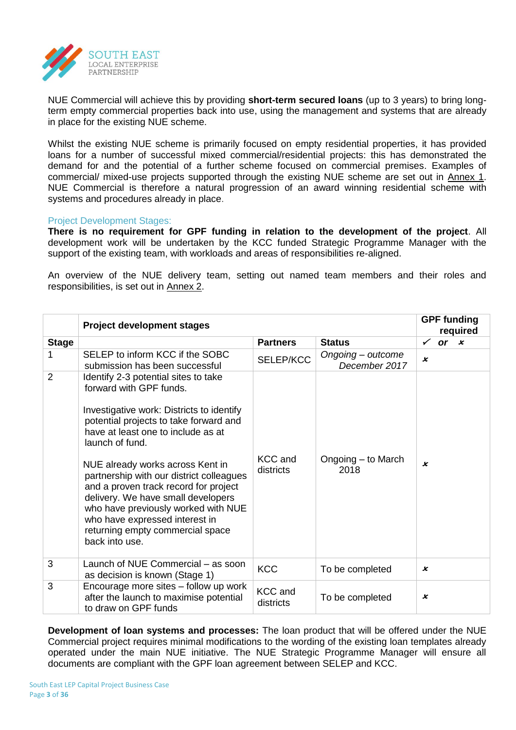NUE Commercial will achieve this by providing **short-term secured loans** (up to 3 years) to bring long-term empty commercial properties back into use, using the management and systems that are already in place for the existing NUE scheme.

Whilst the existing NUE scheme is primarily focused on empty residential properties, it has provided loans for a number of successful mixed commercial/residential projects: this has demonstrated the demand for and the potential of a further scheme focused on commercial premises. Examples of commercial/ mixed-use projects supported through the existing NUE scheme are set out in Annex 1. NUE Commercial is therefore a natural progression of an award winning residential scheme with systems and procedures already in place.

### Project Development Stages:

**There is no requirement for GPF funding in relation to the development of the project**. All development work will be undertaken by the KCC funded Strategic Programme Manager with the support of the existing team, with workloads and areas of responsibilities re-aligned.

An overview of the NUE delivery team, setting out named team members and their roles and responsibilities, is set out in Annex 2.

| | **Project development stages** | | | **GPF funding required** |
|---|---|---|---|---|
| **Stage** | | **Partners** | **Status** | ✓ ***or*** ✗ |
| 1 | SELEP to inform KCC if the SOBC submission has been successful | SELEP/KCC | *Ongoing – outcome December 2017* | ✗ |
| 2 | Identify 2-3 potential sites to take forward with GPF funds.<br><br>Investigative work: Districts to identify potential projects to take forward and have at least one to include as at launch of fund.<br><br>NUE already works across Kent in partnership with our district colleagues and a proven track record for project delivery. We have small developers who have previously worked with NUE who have expressed interest in returning empty commercial space back into use. | KCC and districts | Ongoing – to March 2018 | ✗ |
| 3 | Launch of NUE Commercial – as soon as decision is known (Stage 1) | KCC | To be completed | ✗ |
| 3 | Encourage more sites – follow up work after the launch to maximise potential to draw on GPF funds | KCC and districts | To be completed | ✗ |

**Development of loan systems and processes:** The loan product that will be offered under the NUE Commercial project requires minimal modifications to the wording of the existing loan templates already operated under the main NUE initiative. The NUE Strategic Programme Manager will ensure all documents are compliant with the GPF loan agreement between SELEP and KCC.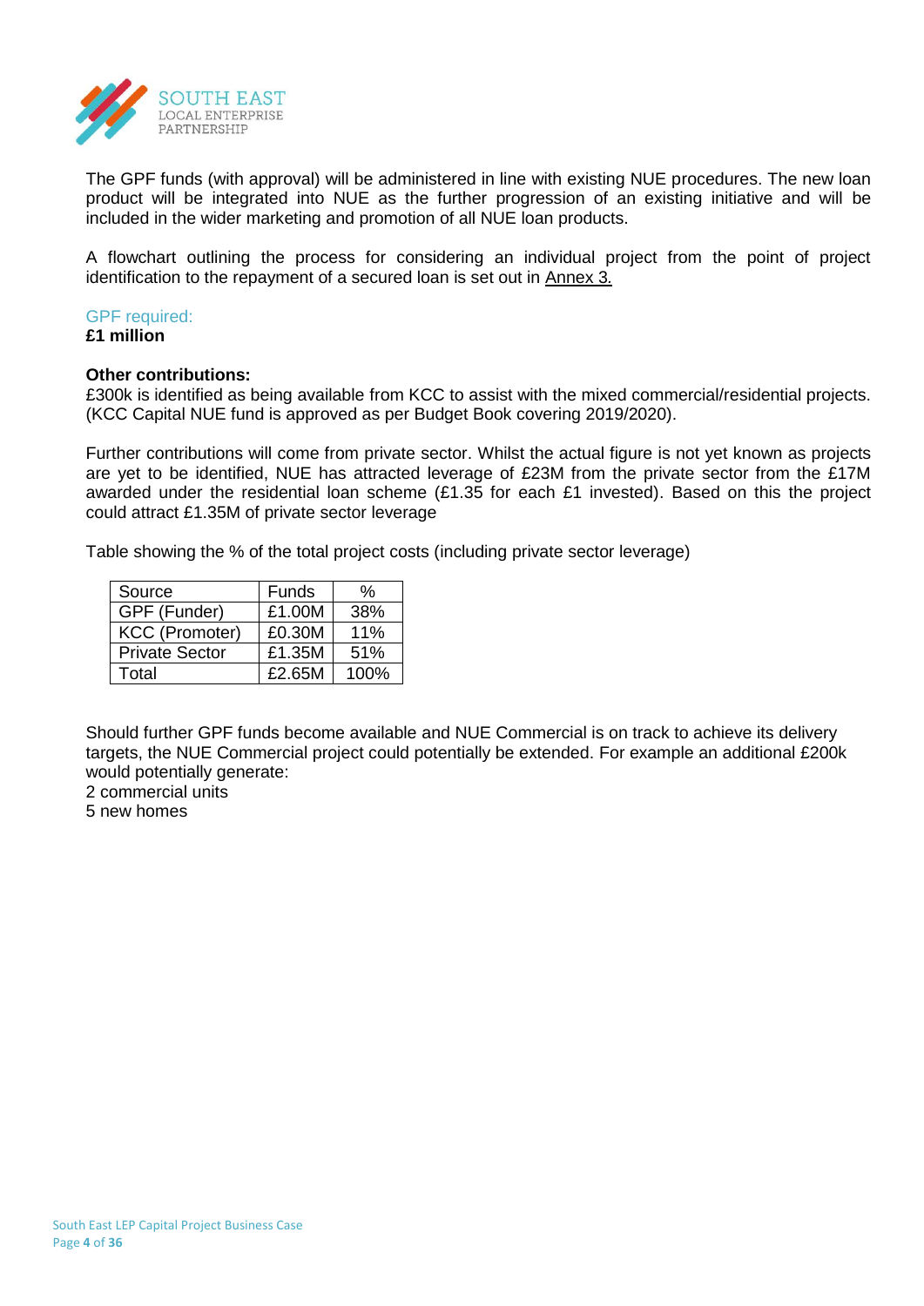The GPF funds (with approval) will be administered in line with existing NUE procedures. The new loan product will be integrated into NUE as the further progression of an existing initiative and will be included in the wider marketing and promotion of all NUE loan products.

A flowchart outlining the process for considering an individual project from the point of project identification to the repayment of a secured loan is set out in Annex 3.

### GPF required:

**£1 million**

**Other contributions:**

£300k is identified as being available from KCC to assist with the mixed commercial/residential projects. (KCC Capital NUE fund is approved as per Budget Book covering 2019/2020).

Further contributions will come from private sector. Whilst the actual figure is not yet known as projects are yet to be identified, NUE has attracted leverage of £23M from the private sector from the £17M awarded under the residential loan scheme (£1.35 for each £1 invested). Based on this the project could attract £1.35M of private sector leverage

Table showing the % of the total project costs (including private sector leverage)

| Source | Funds | % |
|---|---|---|
| GPF (Funder) | £1.00M | 38% |
| KCC (Promoter) | £0.30M | 11% |
| Private Sector | £1.35M | 51% |
| Total | £2.65M | 100% |

Should further GPF funds become available and NUE Commercial is on track to achieve its delivery targets, the NUE Commercial project could potentially be extended. For example an additional £200k would potentially generate:

2 commercial units
5 new homes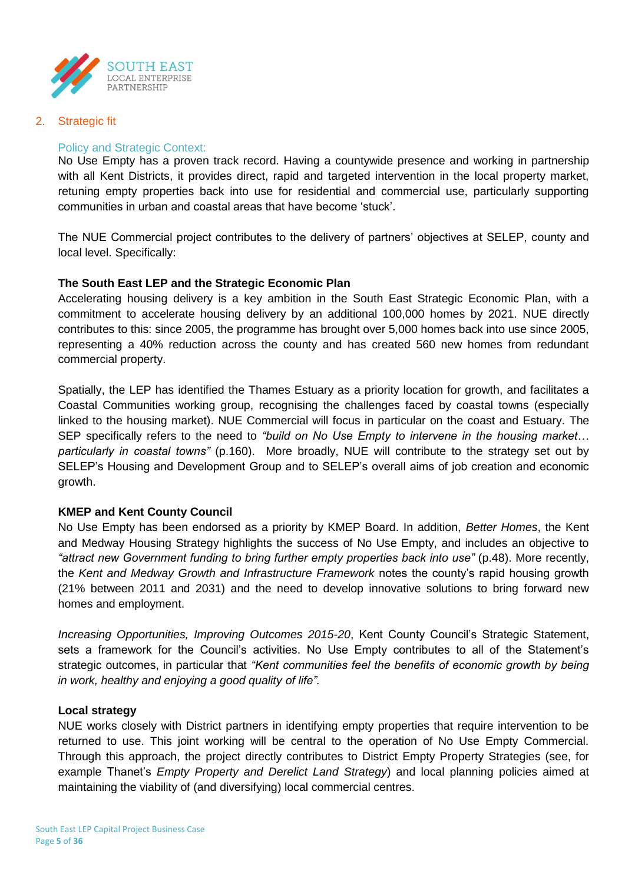## 2. Strategic fit

### Policy and Strategic Context:

No Use Empty has a proven track record. Having a countywide presence and working in partnership with all Kent Districts, it provides direct, rapid and targeted intervention in the local property market, retuning empty properties back into use for residential and commercial use, particularly supporting communities in urban and coastal areas that have become 'stuck'.

The NUE Commercial project contributes to the delivery of partners' objectives at SELEP, county and local level. Specifically:

**The South East LEP and the Strategic Economic Plan**

Accelerating housing delivery is a key ambition in the South East Strategic Economic Plan, with a commitment to accelerate housing delivery by an additional 100,000 homes by 2021. NUE directly contributes to this: since 2005, the programme has brought over 5,000 homes back into use since 2005, representing a 40% reduction across the county and has created 560 new homes from redundant commercial property.

Spatially, the LEP has identified the Thames Estuary as a priority location for growth, and facilitates a Coastal Communities working group, recognising the challenges faced by coastal towns (especially linked to the housing market). NUE Commercial will focus in particular on the coast and Estuary. The SEP specifically refers to the need to *"build on No Use Empty to intervene in the housing market… particularly in coastal towns"* (p.160). More broadly, NUE will contribute to the strategy set out by SELEP's Housing and Development Group and to SELEP's overall aims of job creation and economic growth.

**KMEP and Kent County Council**

No Use Empty has been endorsed as a priority by KMEP Board. In addition, *Better Homes*, the Kent and Medway Housing Strategy highlights the success of No Use Empty, and includes an objective to *"attract new Government funding to bring further empty properties back into use"* (p.48). More recently, the *Kent and Medway Growth and Infrastructure Framework* notes the county's rapid housing growth (21% between 2011 and 2031) and the need to develop innovative solutions to bring forward new homes and employment.

*Increasing Opportunities, Improving Outcomes 2015-20*, Kent County Council's Strategic Statement, sets a framework for the Council's activities. No Use Empty contributes to all of the Statement's strategic outcomes, in particular that *"Kent communities feel the benefits of economic growth by being in work, healthy and enjoying a good quality of life".*

**Local strategy**

NUE works closely with District partners in identifying empty properties that require intervention to be returned to use. This joint working will be central to the operation of No Use Empty Commercial. Through this approach, the project directly contributes to District Empty Property Strategies (see, for example Thanet's *Empty Property and Derelict Land Strategy*) and local planning policies aimed at maintaining the viability of (and diversifying) local commercial centres.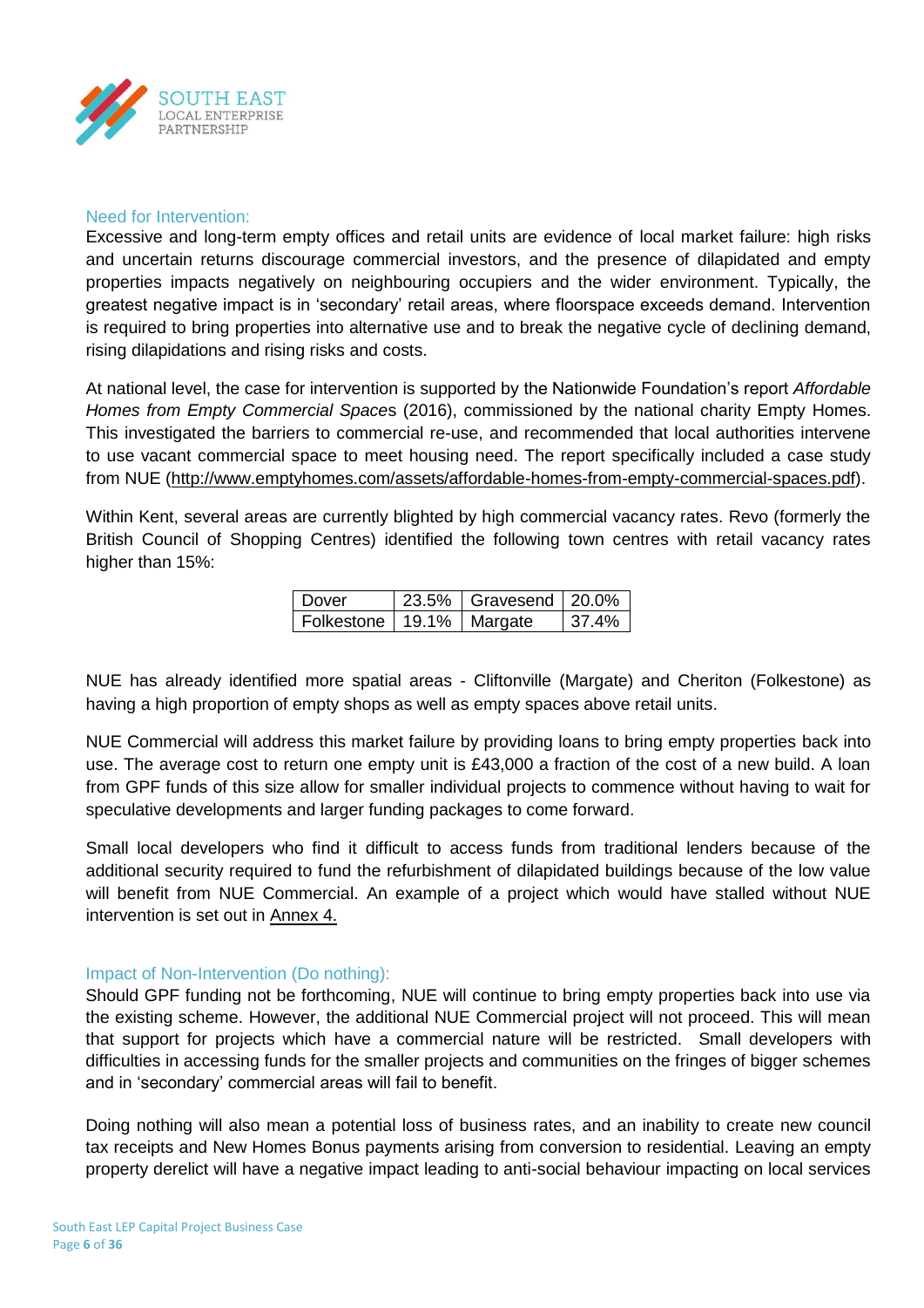## Need for Intervention:

Excessive and long-term empty offices and retail units are evidence of local market failure: high risks and uncertain returns discourage commercial investors, and the presence of dilapidated and empty properties impacts negatively on neighbouring occupiers and the wider environment. Typically, the greatest negative impact is in 'secondary' retail areas, where floorspace exceeds demand. Intervention is required to bring properties into alternative use and to break the negative cycle of declining demand, rising dilapidations and rising risks and costs.

At national level, the case for intervention is supported by the Nationwide Foundation's report *Affordable Homes from Empty Commercial Space*s (2016), commissioned by the national charity Empty Homes. This investigated the barriers to commercial re-use, and recommended that local authorities intervene to use vacant commercial space to meet housing need. The report specifically included a case study from NUE (http://www.emptyhomes.com/assets/affordable-homes-from-empty-commercial-spaces.pdf).

Within Kent, several areas are currently blighted by high commercial vacancy rates. Revo (formerly the British Council of Shopping Centres) identified the following town centres with retail vacancy rates higher than 15%:

| Dover | 23.5% | Gravesend | 20.0% |
|---|---|---|---|
| Folkestone | 19.1% | Margate | 37.4% |

NUE has already identified more spatial areas - Cliftonville (Margate) and Cheriton (Folkestone) as having a high proportion of empty shops as well as empty spaces above retail units.

NUE Commercial will address this market failure by providing loans to bring empty properties back into use. The average cost to return one empty unit is £43,000 a fraction of the cost of a new build. A loan from GPF funds of this size allow for smaller individual projects to commence without having to wait for speculative developments and larger funding packages to come forward.

Small local developers who find it difficult to access funds from traditional lenders because of the additional security required to fund the refurbishment of dilapidated buildings because of the low value will benefit from NUE Commercial. An example of a project which would have stalled without NUE intervention is set out in Annex 4.

## Impact of Non-Intervention (Do nothing):

Should GPF funding not be forthcoming, NUE will continue to bring empty properties back into use via the existing scheme. However, the additional NUE Commercial project will not proceed. This will mean that support for projects which have a commercial nature will be restricted. Small developers with difficulties in accessing funds for the smaller projects and communities on the fringes of bigger schemes and in 'secondary' commercial areas will fail to benefit.

Doing nothing will also mean a potential loss of business rates, and an inability to create new council tax receipts and New Homes Bonus payments arising from conversion to residential. Leaving an empty property derelict will have a negative impact leading to anti-social behaviour impacting on local services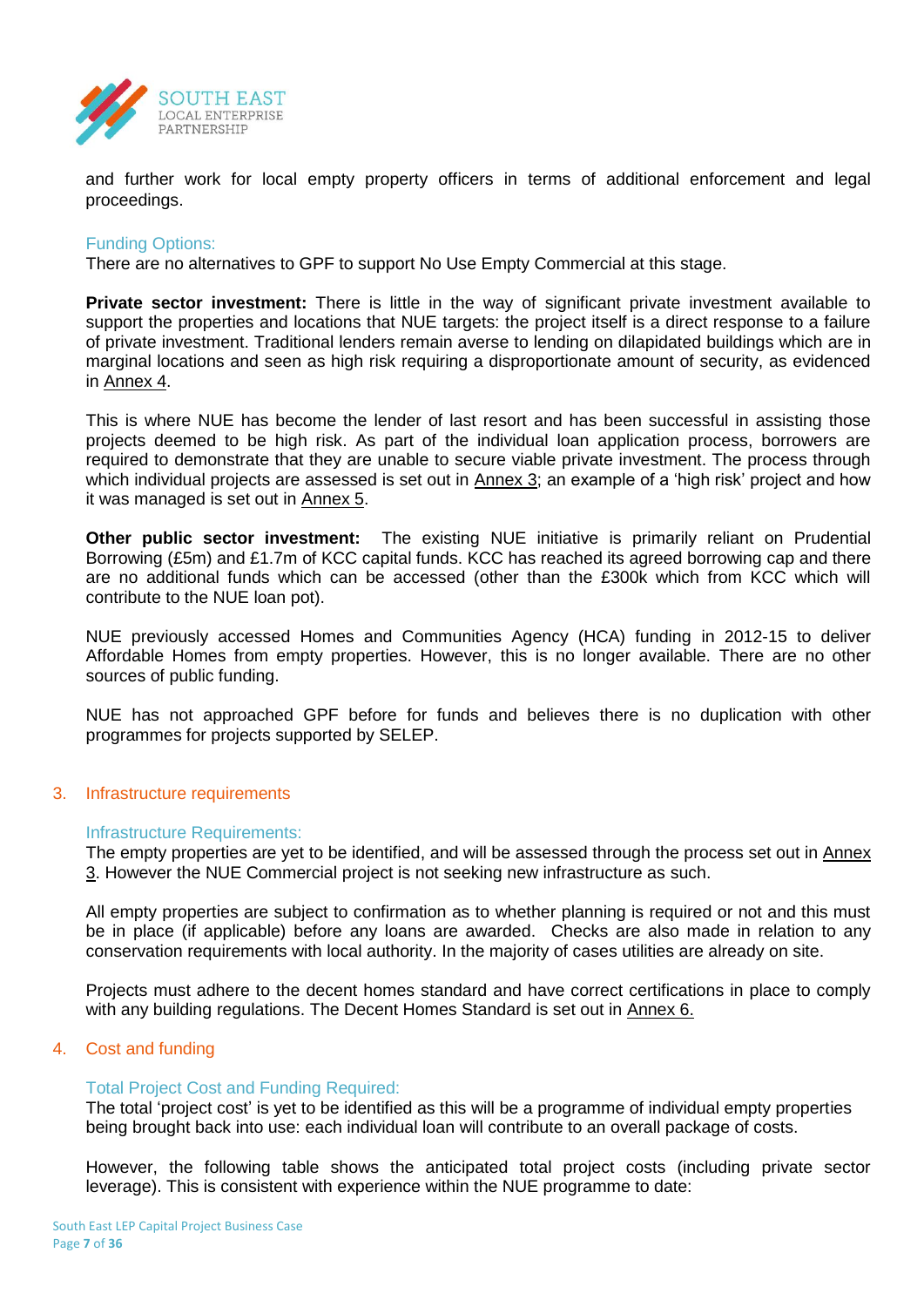and further work for local empty property officers in terms of additional enforcement and legal proceedings.

### Funding Options:

There are no alternatives to GPF to support No Use Empty Commercial at this stage.

**Private sector investment:** There is little in the way of significant private investment available to support the properties and locations that NUE targets: the project itself is a direct response to a failure of private investment. Traditional lenders remain averse to lending on dilapidated buildings which are in marginal locations and seen as high risk requiring a disproportionate amount of security, as evidenced in Annex 4.

This is where NUE has become the lender of last resort and has been successful in assisting those projects deemed to be high risk. As part of the individual loan application process, borrowers are required to demonstrate that they are unable to secure viable private investment. The process through which individual projects are assessed is set out in Annex 3; an example of a 'high risk' project and how it was managed is set out in Annex 5.

**Other public sector investment:** The existing NUE initiative is primarily reliant on Prudential Borrowing (£5m) and £1.7m of KCC capital funds. KCC has reached its agreed borrowing cap and there are no additional funds which can be accessed (other than the £300k which from KCC which will contribute to the NUE loan pot).

NUE previously accessed Homes and Communities Agency (HCA) funding in 2012-15 to deliver Affordable Homes from empty properties. However, this is no longer available. There are no other sources of public funding.

NUE has not approached GPF before for funds and believes there is no duplication with other programmes for projects supported by SELEP.

## 3. Infrastructure requirements

### Infrastructure Requirements:

The empty properties are yet to be identified, and will be assessed through the process set out in Annex 3. However the NUE Commercial project is not seeking new infrastructure as such.

All empty properties are subject to confirmation as to whether planning is required or not and this must be in place (if applicable) before any loans are awarded. Checks are also made in relation to any conservation requirements with local authority. In the majority of cases utilities are already on site.

Projects must adhere to the decent homes standard and have correct certifications in place to comply with any building regulations. The Decent Homes Standard is set out in Annex 6.

## 4. Cost and funding

### Total Project Cost and Funding Required:

The total 'project cost' is yet to be identified as this will be a programme of individual empty properties being brought back into use: each individual loan will contribute to an overall package of costs.

However, the following table shows the anticipated total project costs (including private sector leverage). This is consistent with experience within the NUE programme to date: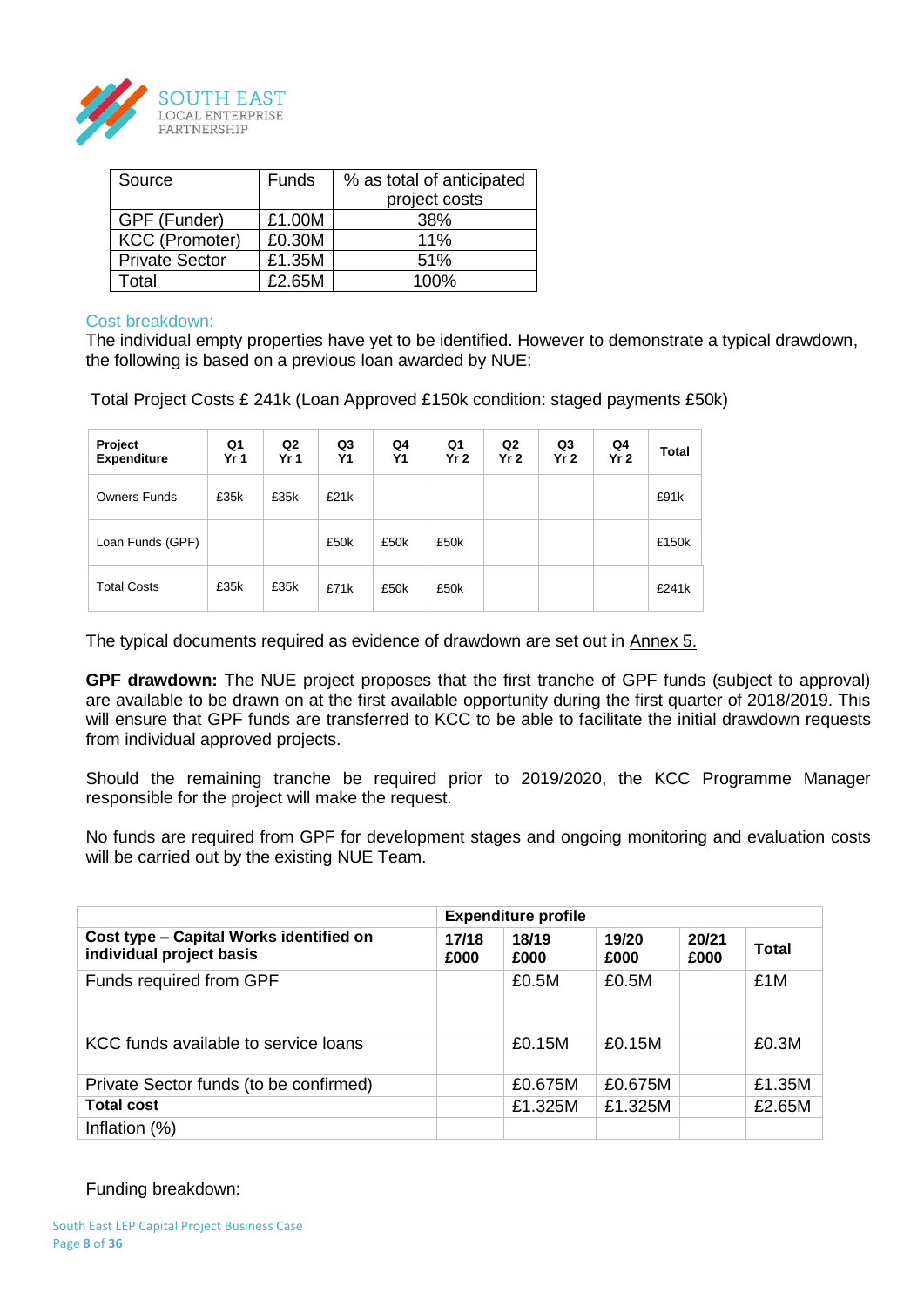| Source | Funds | % as total of anticipated project costs |
|---|---|---|
| GPF (Funder) | £1.00M | 38% |
| KCC (Promoter) | £0.30M | 11% |
| Private Sector | £1.35M | 51% |
| Total | £2.65M | 100% |

### Cost breakdown:

The individual empty properties have yet to be identified. However to demonstrate a typical drawdown, the following is based on a previous loan awarded by NUE:

Total Project Costs £ 241k (Loan Approved £150k condition: staged payments £50k)

| Project Expenditure | Q1 Yr 1 | Q2 Yr 1 | Q3 Y1 | Q4 Y1 | Q1 Yr 2 | Q2 Yr 2 | Q3 Yr 2 | Q4 Yr 2 | Total |
|---|---|---|---|---|---|---|---|---|---|
| Owners Funds | £35k | £35k | £21k | | | | | | £91k |
| Loan Funds (GPF) | | | £50k | £50k | £50k | | | | £150k |
| Total Costs | £35k | £35k | £71k | £50k | £50k | | | | £241k |

The typical documents required as evidence of drawdown are set out in Annex 5.

**GPF drawdown:** The NUE project proposes that the first tranche of GPF funds (subject to approval) are available to be drawn on at the first available opportunity during the first quarter of 2018/2019. This will ensure that GPF funds are transferred to KCC to be able to facilitate the initial drawdown requests from individual approved projects.

Should the remaining tranche be required prior to 2019/2020, the KCC Programme Manager responsible for the project will make the request.

No funds are required from GPF for development stages and ongoing monitoring and evaluation costs will be carried out by the existing NUE Team.

| | Expenditure profile | | | | |
|---|---|---|---|---|---|
| **Cost type – Capital Works identified on individual project basis** | **17/18 £000** | **18/19 £000** | **19/20 £000** | **20/21 £000** | **Total** |
| Funds required from GPF | | £0.5M | £0.5M | | £1M |
| KCC funds available to service loans | | £0.15M | £0.15M | | £0.3M |
| Private Sector funds (to be confirmed) | | £0.675M | £0.675M | | £1.35M |
| **Total cost** | | £1.325M | £1.325M | | £2.65M |
| Inflation (%) | | | | | |

Funding breakdown: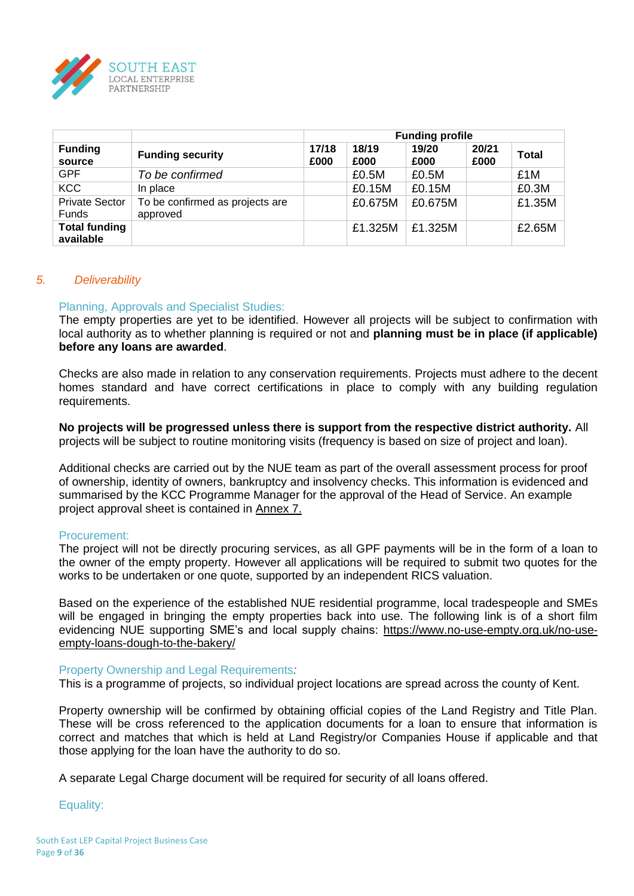| | | Funding profile | | | | |
|---|---|---|---|---|---|---|
| **Funding source** | **Funding security** | **17/18 £000** | **18/19 £000** | **19/20 £000** | **20/21 £000** | **Total** |
| GPF | *To be confirmed* | | £0.5M | £0.5M | | £1M |
| KCC | In place | | £0.15M | £0.15M | | £0.3M |
| Private Sector Funds | To be confirmed as projects are approved | | £0.675M | £0.675M | | £1.35M |
| **Total funding available** | | | £1.325M | £1.325M | | £2.65M |

## *5. Deliverability*

### Planning, Approvals and Specialist Studies:

The empty properties are yet to be identified. However all projects will be subject to confirmation with local authority as to whether planning is required or not and **planning must be in place (if applicable) before any loans are awarded**.

Checks are also made in relation to any conservation requirements. Projects must adhere to the decent homes standard and have correct certifications in place to comply with any building regulation requirements.

**No projects will be progressed unless there is support from the respective district authority.** All projects will be subject to routine monitoring visits (frequency is based on size of project and loan).

Additional checks are carried out by the NUE team as part of the overall assessment process for proof of ownership, identity of owners, bankruptcy and insolvency checks. This information is evidenced and summarised by the KCC Programme Manager for the approval of the Head of Service. An example project approval sheet is contained in Annex 7.

### Procurement:

The project will not be directly procuring services, as all GPF payments will be in the form of a loan to the owner of the empty property. However all applications will be required to submit two quotes for the works to be undertaken or one quote, supported by an independent RICS valuation.

Based on the experience of the established NUE residential programme, local tradespeople and SMEs will be engaged in bringing the empty properties back into use. The following link is of a short film evidencing NUE supporting SME's and local supply chains: https://www.no-use-empty.org.uk/no-use-empty-loans-dough-to-the-bakery/

### Property Ownership and Legal Requirements*:*

This is a programme of projects, so individual project locations are spread across the county of Kent.

Property ownership will be confirmed by obtaining official copies of the Land Registry and Title Plan. These will be cross referenced to the application documents for a loan to ensure that information is correct and matches that which is held at Land Registry/or Companies House if applicable and that those applying for the loan have the authority to do so.

A separate Legal Charge document will be required for security of all loans offered.

### Equality: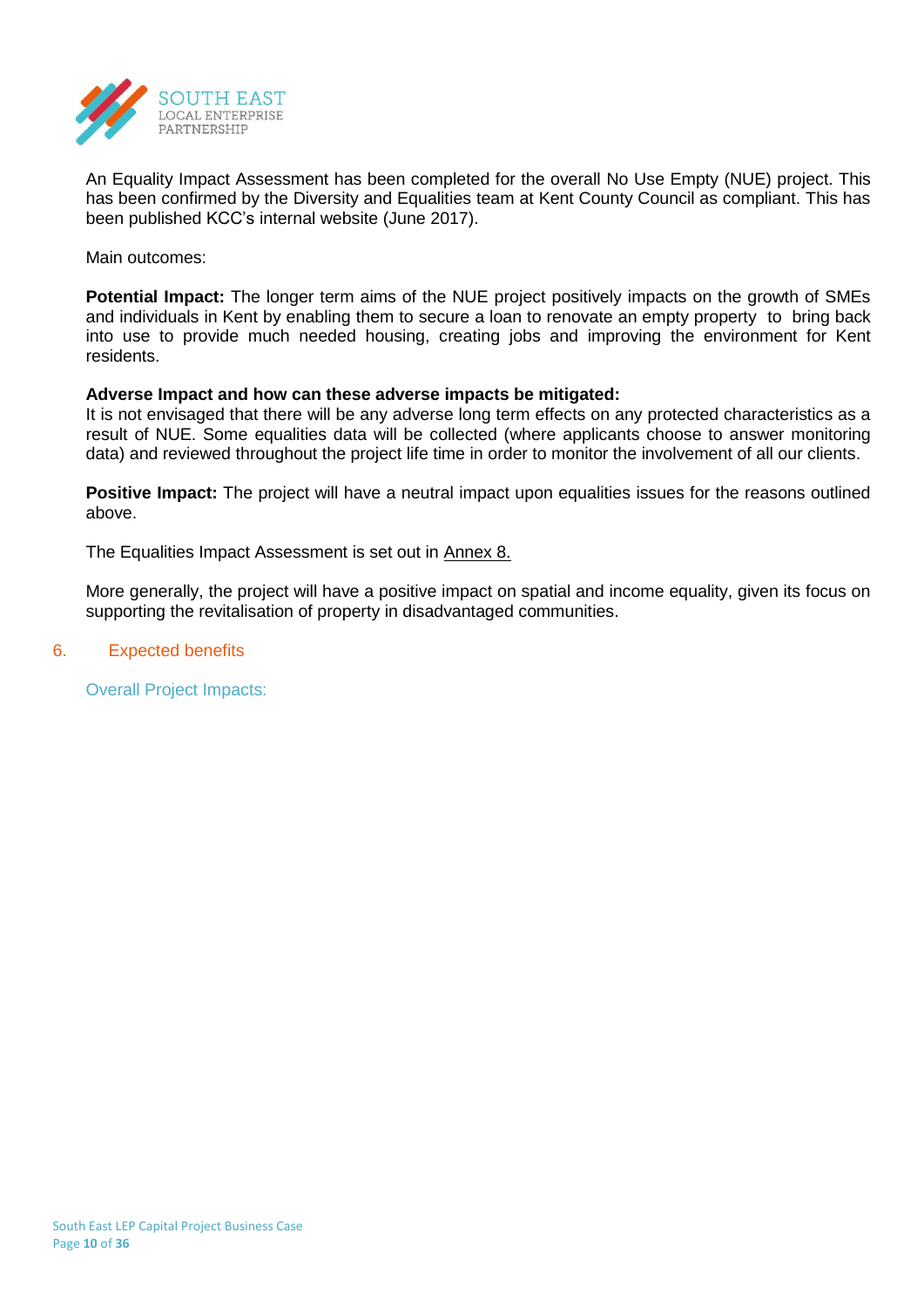An Equality Impact Assessment has been completed for the overall No Use Empty (NUE) project. This has been confirmed by the Diversity and Equalities team at Kent County Council as compliant. This has been published KCC's internal website (June 2017).

Main outcomes:

**Potential Impact:** The longer term aims of the NUE project positively impacts on the growth of SMEs and individuals in Kent by enabling them to secure a loan to renovate an empty property to bring back into use to provide much needed housing, creating jobs and improving the environment for Kent residents.

**Adverse Impact and how can these adverse impacts be mitigated:**
It is not envisaged that there will be any adverse long term effects on any protected characteristics as a result of NUE. Some equalities data will be collected (where applicants choose to answer monitoring data) and reviewed throughout the project life time in order to monitor the involvement of all our clients.

**Positive Impact:** The project will have a neutral impact upon equalities issues for the reasons outlined above.

The Equalities Impact Assessment is set out in Annex 8.

More generally, the project will have a positive impact on spatial and income equality, given its focus on supporting the revitalisation of property in disadvantaged communities.

## 6. Expected benefits

### Overall Project Impacts: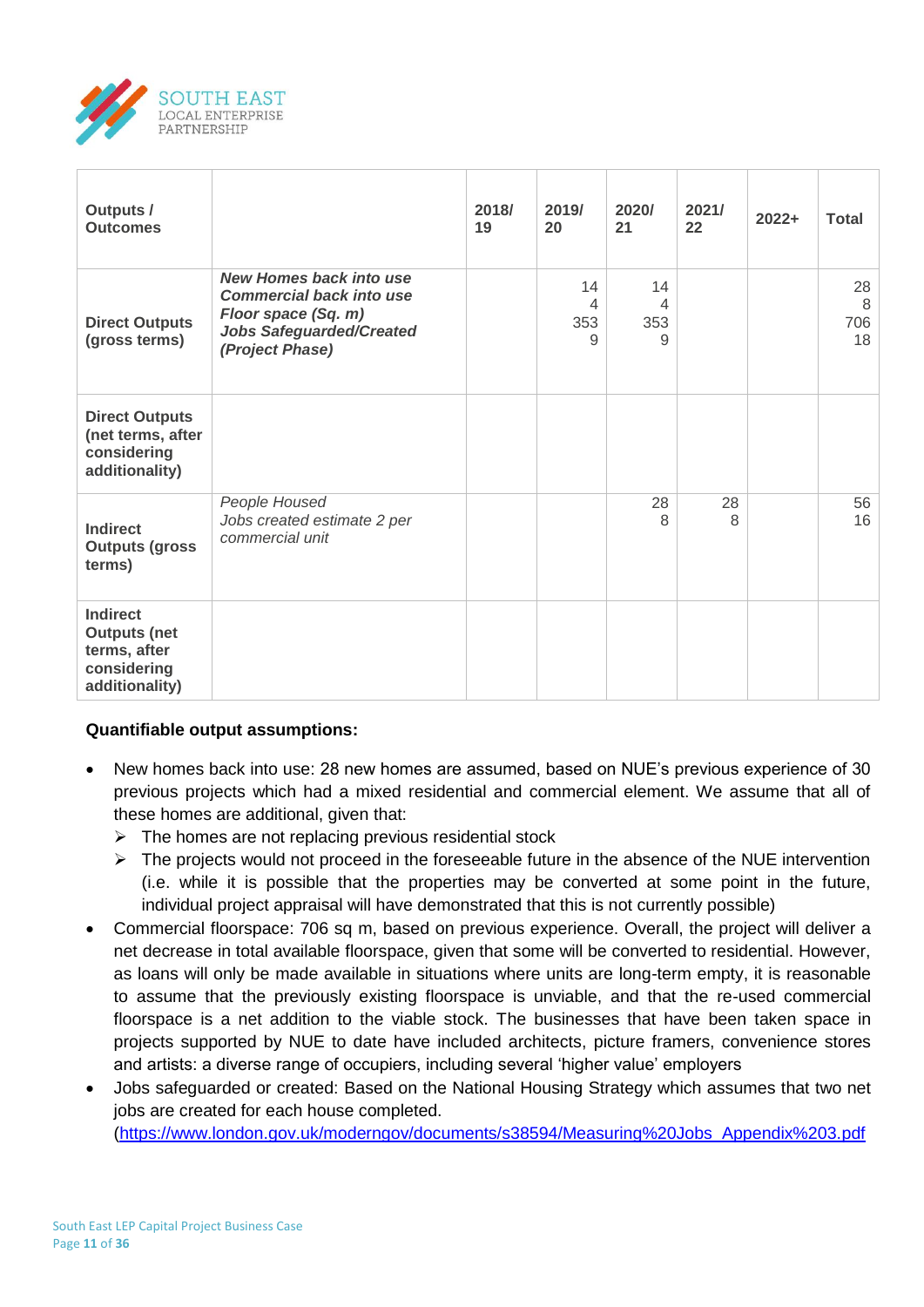| Outputs / Outcomes | | 2018/ 19 | 2019/ 20 | 2020/ 21 | 2021/ 22 | 2022+ | Total |
|---|---|---|---|---|---|---|---|
| Direct Outputs (gross terms) | ***New Homes back into use*** <br> ***Commercial back into use Floor space (Sq. m)*** <br> ***Jobs Safeguarded/Created (Project Phase)*** | | 14 <br> 4 <br> 353 <br> 9 | 14 <br> 4 <br> 353 <br> 9 | | | 28 <br> 8 <br> 706 <br> 18 |
| Direct Outputs (net terms, after considering additionality) | | | | | | | |
| Indirect Outputs (gross terms) | *People Housed* <br> *Jobs created estimate 2 per commercial unit* | | | 28 <br> 8 | 28 <br> 8 | | 56 <br> 16 |
| Indirect Outputs (net terms, after considering additionality) | | | | | | | |

**Quantifiable output assumptions:**

- New homes back into use: 28 new homes are assumed, based on NUE's previous experience of 30 previous projects which had a mixed residential and commercial element. We assume that all of these homes are additional, given that:
  - The homes are not replacing previous residential stock
  - The projects would not proceed in the foreseeable future in the absence of the NUE intervention (i.e. while it is possible that the properties may be converted at some point in the future, individual project appraisal will have demonstrated that this is not currently possible)
- Commercial floorspace: 706 sq m, based on previous experience. Overall, the project will deliver a net decrease in total available floorspace, given that some will be converted to residential. However, as loans will only be made available in situations where units are long-term empty, it is reasonable to assume that the previously existing floorspace is unviable, and that the re-used commercial floorspace is a net addition to the viable stock. The businesses that have been taken space in projects supported by NUE to date have included architects, picture framers, convenience stores and artists: a diverse range of occupiers, including several 'higher value' employers
- Jobs safeguarded or created: Based on the National Housing Strategy which assumes that two net jobs are created for each house completed. (https://www.london.gov.uk/moderngov/documents/s38594/Measuring%20Jobs_Appendix%203.pdf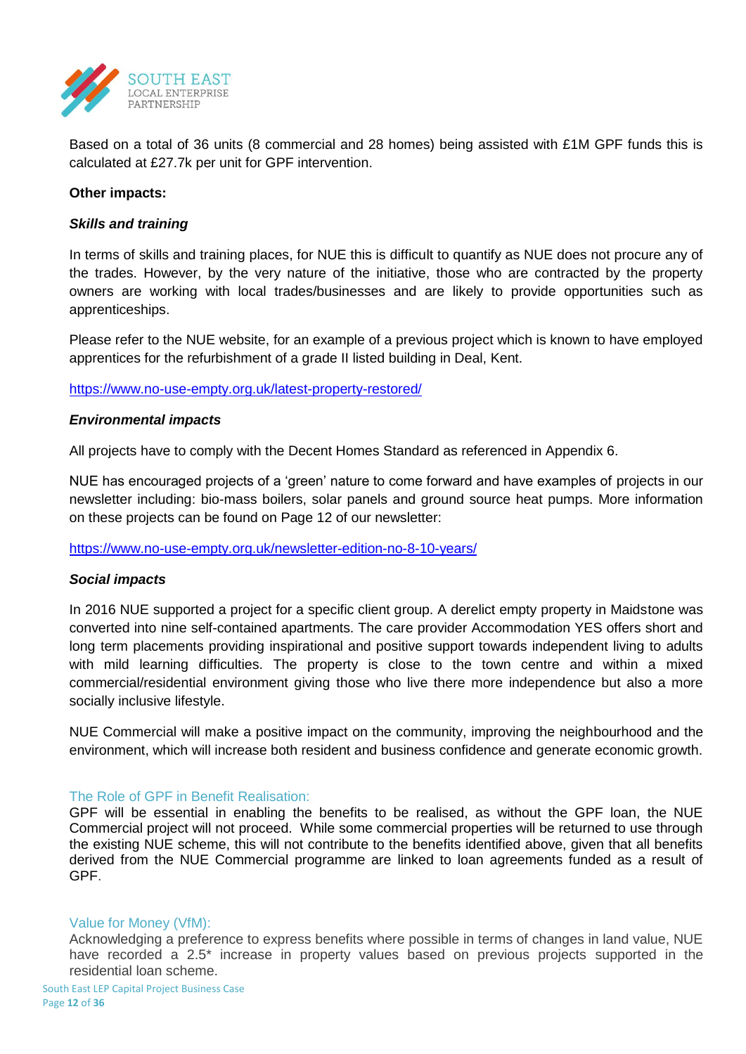Based on a total of 36 units (8 commercial and 28 homes) being assisted with £1M GPF funds this is calculated at £27.7k per unit for GPF intervention.

**Other impacts:**

***Skills and training***

In terms of skills and training places, for NUE this is difficult to quantify as NUE does not procure any of the trades. However, by the very nature of the initiative, those who are contracted by the property owners are working with local trades/businesses and are likely to provide opportunities such as apprenticeships.

Please refer to the NUE website, for an example of a previous project which is known to have employed apprentices for the refurbishment of a grade II listed building in Deal, Kent.

https://www.no-use-empty.org.uk/latest-property-restored/

***Environmental impacts***

All projects have to comply with the Decent Homes Standard as referenced in Appendix 6.

NUE has encouraged projects of a 'green' nature to come forward and have examples of projects in our newsletter including: bio-mass boilers, solar panels and ground source heat pumps. More information on these projects can be found on Page 12 of our newsletter:

https://www.no-use-empty.org.uk/newsletter-edition-no-8-10-years/

***Social impacts***

In 2016 NUE supported a project for a specific client group. A derelict empty property in Maidstone was converted into nine self-contained apartments. The care provider Accommodation YES offers short and long term placements providing inspirational and positive support towards independent living to adults with mild learning difficulties. The property is close to the town centre and within a mixed commercial/residential environment giving those who live there more independence but also a more socially inclusive lifestyle.

NUE Commercial will make a positive impact on the community, improving the neighbourhood and the environment, which will increase both resident and business confidence and generate economic growth.

### The Role of GPF in Benefit Realisation:

GPF will be essential in enabling the benefits to be realised, as without the GPF loan, the NUE Commercial project will not proceed. While some commercial properties will be returned to use through the existing NUE scheme, this will not contribute to the benefits identified above, given that all benefits derived from the NUE Commercial programme are linked to loan agreements funded as a result of GPF.

### Value for Money (VfM):

Acknowledging a preference to express benefits where possible in terms of changes in land value, NUE have recorded a 2.5* increase in property values based on previous projects supported in the residential loan scheme.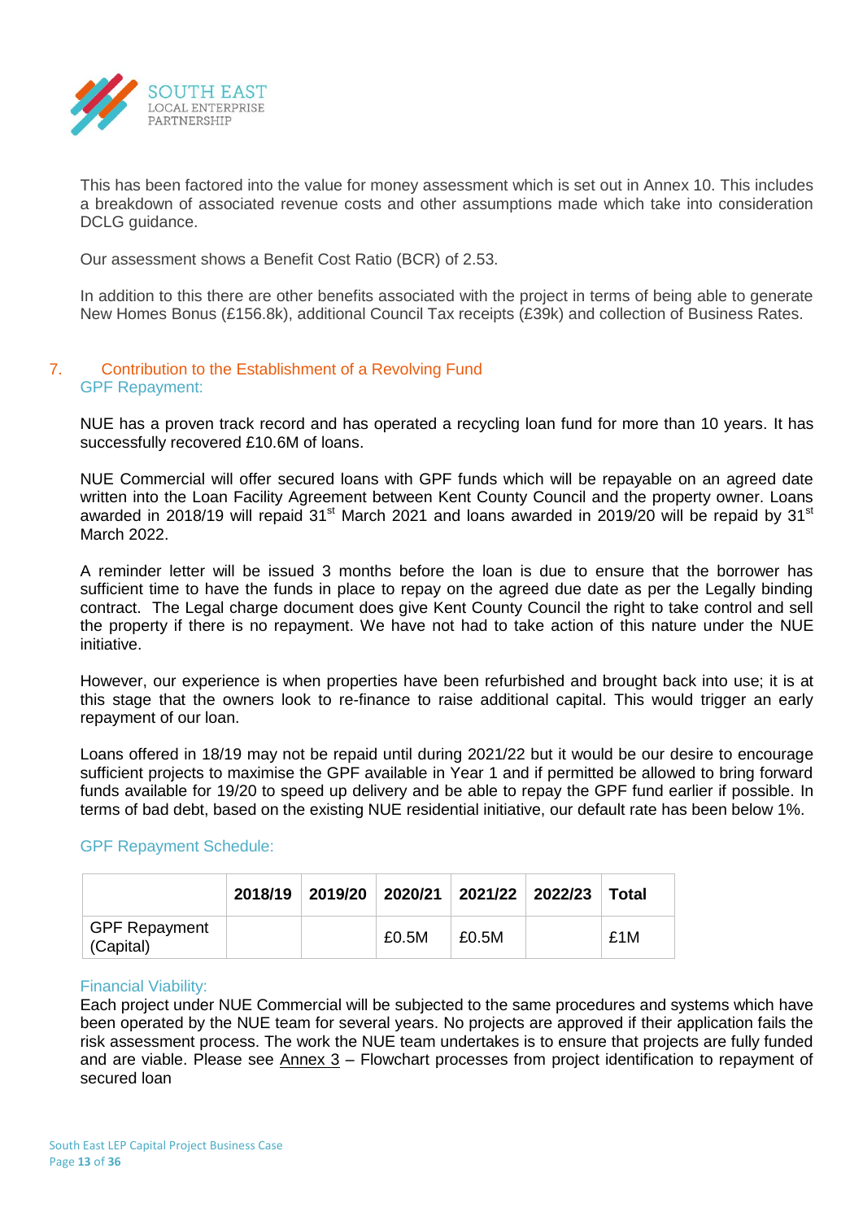This has been factored into the value for money assessment which is set out in Annex 10. This includes a breakdown of associated revenue costs and other assumptions made which take into consideration DCLG guidance.

Our assessment shows a Benefit Cost Ratio (BCR) of 2.53.

In addition to this there are other benefits associated with the project in terms of being able to generate New Homes Bonus (£156.8k), additional Council Tax receipts (£39k) and collection of Business Rates.

## 7. Contribution to the Establishment of a Revolving Fund

### GPF Repayment:

NUE has a proven track record and has operated a recycling loan fund for more than 10 years. It has successfully recovered £10.6M of loans.

NUE Commercial will offer secured loans with GPF funds which will be repayable on an agreed date written into the Loan Facility Agreement between Kent County Council and the property owner. Loans awarded in 2018/19 will repaid 31st March 2021 and loans awarded in 2019/20 will be repaid by 31st March 2022.

A reminder letter will be issued 3 months before the loan is due to ensure that the borrower has sufficient time to have the funds in place to repay on the agreed due date as per the Legally binding contract. The Legal charge document does give Kent County Council the right to take control and sell the property if there is no repayment. We have not had to take action of this nature under the NUE initiative.

However, our experience is when properties have been refurbished and brought back into use; it is at this stage that the owners look to re-finance to raise additional capital. This would trigger an early repayment of our loan.

Loans offered in 18/19 may not be repaid until during 2021/22 but it would be our desire to encourage sufficient projects to maximise the GPF available in Year 1 and if permitted be allowed to bring forward funds available for 19/20 to speed up delivery and be able to repay the GPF fund earlier if possible. In terms of bad debt, based on the existing NUE residential initiative, our default rate has been below 1%.

### GPF Repayment Schedule:

| | 2018/19 | 2019/20 | 2020/21 | 2021/22 | 2022/23 | Total |
|---|---|---|---|---|---|---|
| GPF Repayment (Capital) | | | £0.5M | £0.5M | | £1M |

### Financial Viability:

Each project under NUE Commercial will be subjected to the same procedures and systems which have been operated by the NUE team for several years. No projects are approved if their application fails the risk assessment process. The work the NUE team undertakes is to ensure that projects are fully funded and are viable. Please see Annex 3 – Flowchart processes from project identification to repayment of secured loan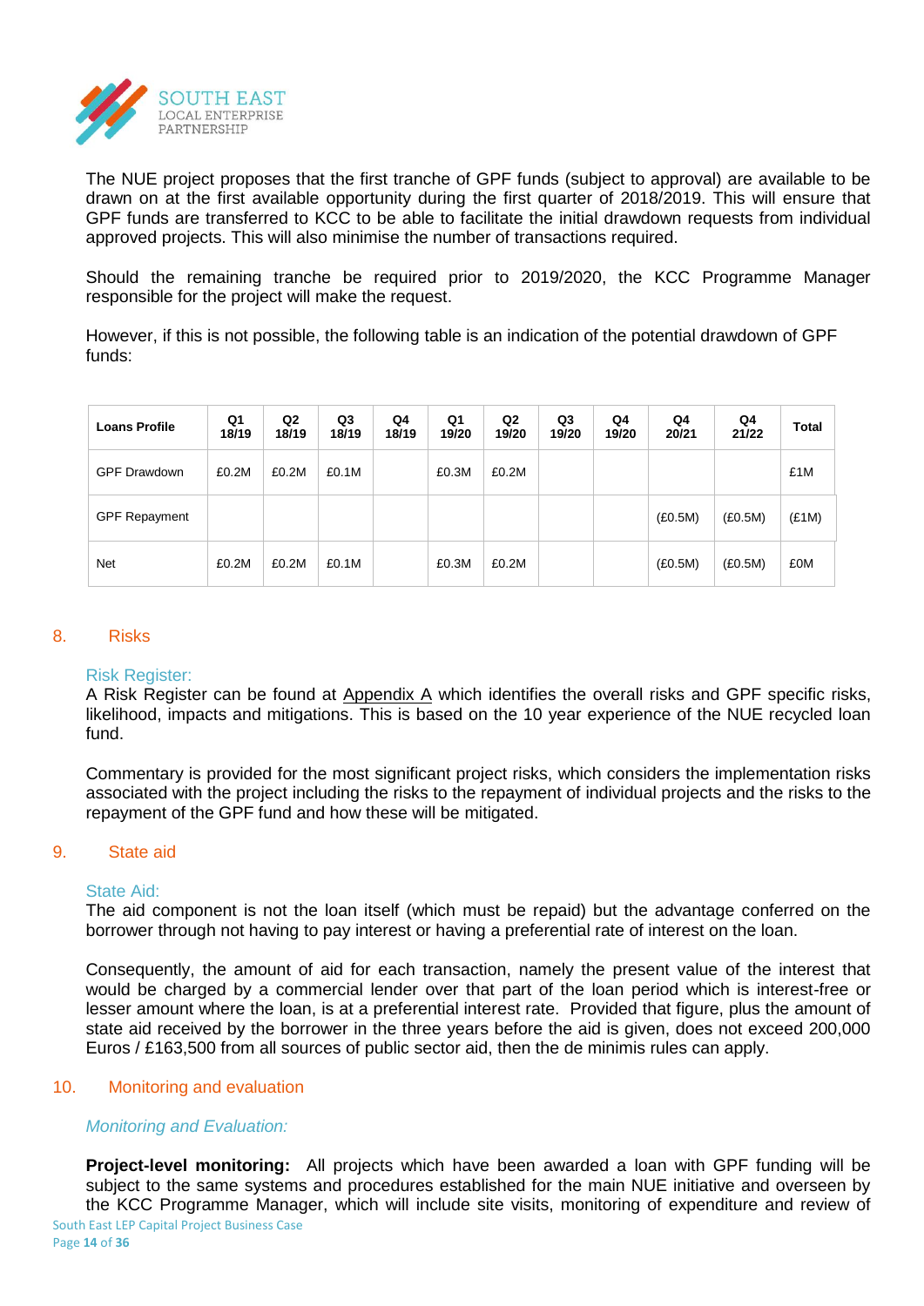The NUE project proposes that the first tranche of GPF funds (subject to approval) are available to be drawn on at the first available opportunity during the first quarter of 2018/2019. This will ensure that GPF funds are transferred to KCC to be able to facilitate the initial drawdown requests from individual approved projects. This will also minimise the number of transactions required.

Should the remaining tranche be required prior to 2019/2020, the KCC Programme Manager responsible for the project will make the request.

However, if this is not possible, the following table is an indication of the potential drawdown of GPF funds:

| Loans Profile | Q1 18/19 | Q2 18/19 | Q3 18/19 | Q4 18/19 | Q1 19/20 | Q2 19/20 | Q3 19/20 | Q4 19/20 | Q4 20/21 | Q4 21/22 | Total |
|---|---|---|---|---|---|---|---|---|---|---|---|
| GPF Drawdown | £0.2M | £0.2M | £0.1M | | £0.3M | £0.2M | | | | | £1M |
| GPF Repayment | | | | | | | | | (£0.5M) | (£0.5M) | (£1M) |
| Net | £0.2M | £0.2M | £0.1M | | £0.3M | £0.2M | | | (£0.5M) | (£0.5M) | £0M |

## 8. Risks

### Risk Register:

A Risk Register can be found at Appendix A which identifies the overall risks and GPF specific risks, likelihood, impacts and mitigations. This is based on the 10 year experience of the NUE recycled loan fund.

Commentary is provided for the most significant project risks, which considers the implementation risks associated with the project including the risks to the repayment of individual projects and the risks to the repayment of the GPF fund and how these will be mitigated.

## 9. State aid

### State Aid:

The aid component is not the loan itself (which must be repaid) but the advantage conferred on the borrower through not having to pay interest or having a preferential rate of interest on the loan.

Consequently, the amount of aid for each transaction, namely the present value of the interest that would be charged by a commercial lender over that part of the loan period which is interest-free or lesser amount where the loan, is at a preferential interest rate. Provided that figure, plus the amount of state aid received by the borrower in the three years before the aid is given, does not exceed 200,000 Euros / £163,500 from all sources of public sector aid, then the de minimis rules can apply.

## 10. Monitoring and evaluation

### *Monitoring and Evaluation:*

**Project-level monitoring:** All projects which have been awarded a loan with GPF funding will be subject to the same systems and procedures established for the main NUE initiative and overseen by the KCC Programme Manager, which will include site visits, monitoring of expenditure and review of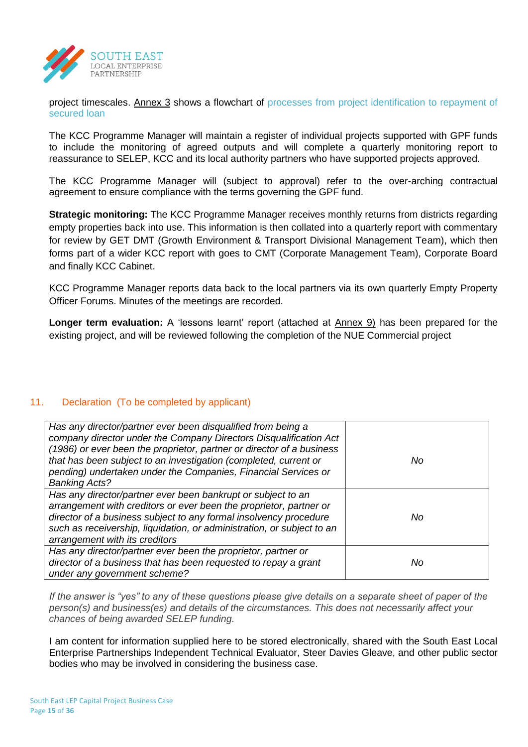project timescales. Annex 3 shows a flowchart of processes from project identification to repayment of secured loan

The KCC Programme Manager will maintain a register of individual projects supported with GPF funds to include the monitoring of agreed outputs and will complete a quarterly monitoring report to reassurance to SELEP, KCC and its local authority partners who have supported projects approved.

The KCC Programme Manager will (subject to approval) refer to the over-arching contractual agreement to ensure compliance with the terms governing the GPF fund.

**Strategic monitoring:** The KCC Programme Manager receives monthly returns from districts regarding empty properties back into use. This information is then collated into a quarterly report with commentary for review by GET DMT (Growth Environment & Transport Divisional Management Team), which then forms part of a wider KCC report with goes to CMT (Corporate Management Team), Corporate Board and finally KCC Cabinet.

KCC Programme Manager reports data back to the local partners via its own quarterly Empty Property Officer Forums. Minutes of the meetings are recorded.

**Longer term evaluation:** A 'lessons learnt' report (attached at Annex 9) has been prepared for the existing project, and will be reviewed following the completion of the NUE Commercial project

## 11. Declaration (To be completed by applicant)

| | |
|---|---|
| *Has any director/partner ever been disqualified from being a company director under the Company Directors Disqualification Act (1986) or ever been the proprietor, partner or director of a business that has been subject to an investigation (completed, current or pending) undertaken under the Companies, Financial Services or Banking Acts?* | *No* |
| *Has any director/partner ever been bankrupt or subject to an arrangement with creditors or ever been the proprietor, partner or director of a business subject to any formal insolvency procedure such as receivership, liquidation, or administration, or subject to an arrangement with its creditors* | *No* |
| *Has any director/partner ever been the proprietor, partner or director of a business that has been requested to repay a grant under any government scheme?* | *No* |

*If the answer is "yes" to any of these questions please give details on a separate sheet of paper of the person(s) and business(es) and details of the circumstances. This does not necessarily affect your chances of being awarded SELEP funding.*

I am content for information supplied here to be stored electronically, shared with the South East Local Enterprise Partnerships Independent Technical Evaluator, Steer Davies Gleave, and other public sector bodies who may be involved in considering the business case.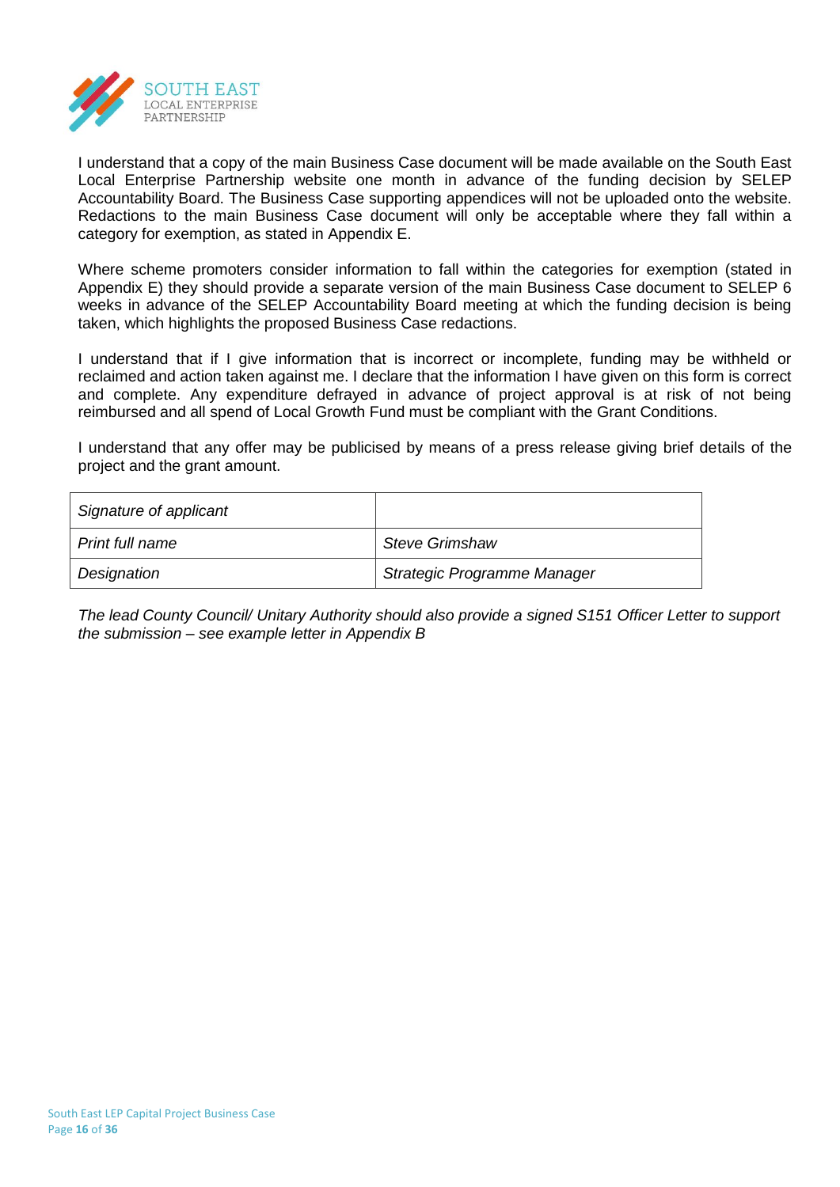I understand that a copy of the main Business Case document will be made available on the South East Local Enterprise Partnership website one month in advance of the funding decision by SELEP Accountability Board. The Business Case supporting appendices will not be uploaded onto the website. Redactions to the main Business Case document will only be acceptable where they fall within a category for exemption, as stated in Appendix E.

Where scheme promoters consider information to fall within the categories for exemption (stated in Appendix E) they should provide a separate version of the main Business Case document to SELEP 6 weeks in advance of the SELEP Accountability Board meeting at which the funding decision is being taken, which highlights the proposed Business Case redactions.

I understand that if I give information that is incorrect or incomplete, funding may be withheld or reclaimed and action taken against me. I declare that the information I have given on this form is correct and complete. Any expenditure defrayed in advance of project approval is at risk of not being reimbursed and all spend of Local Growth Fund must be compliant with the Grant Conditions.

I understand that any offer may be publicised by means of a press release giving brief details of the project and the grant amount.

| *Signature of applicant* | |
|---|---|
| *Print full name* | *Steve Grimshaw* |
| *Designation* | *Strategic Programme Manager* |

*The lead County Council/ Unitary Authority should also provide a signed S151 Officer Letter to support the submission – see example letter in Appendix B*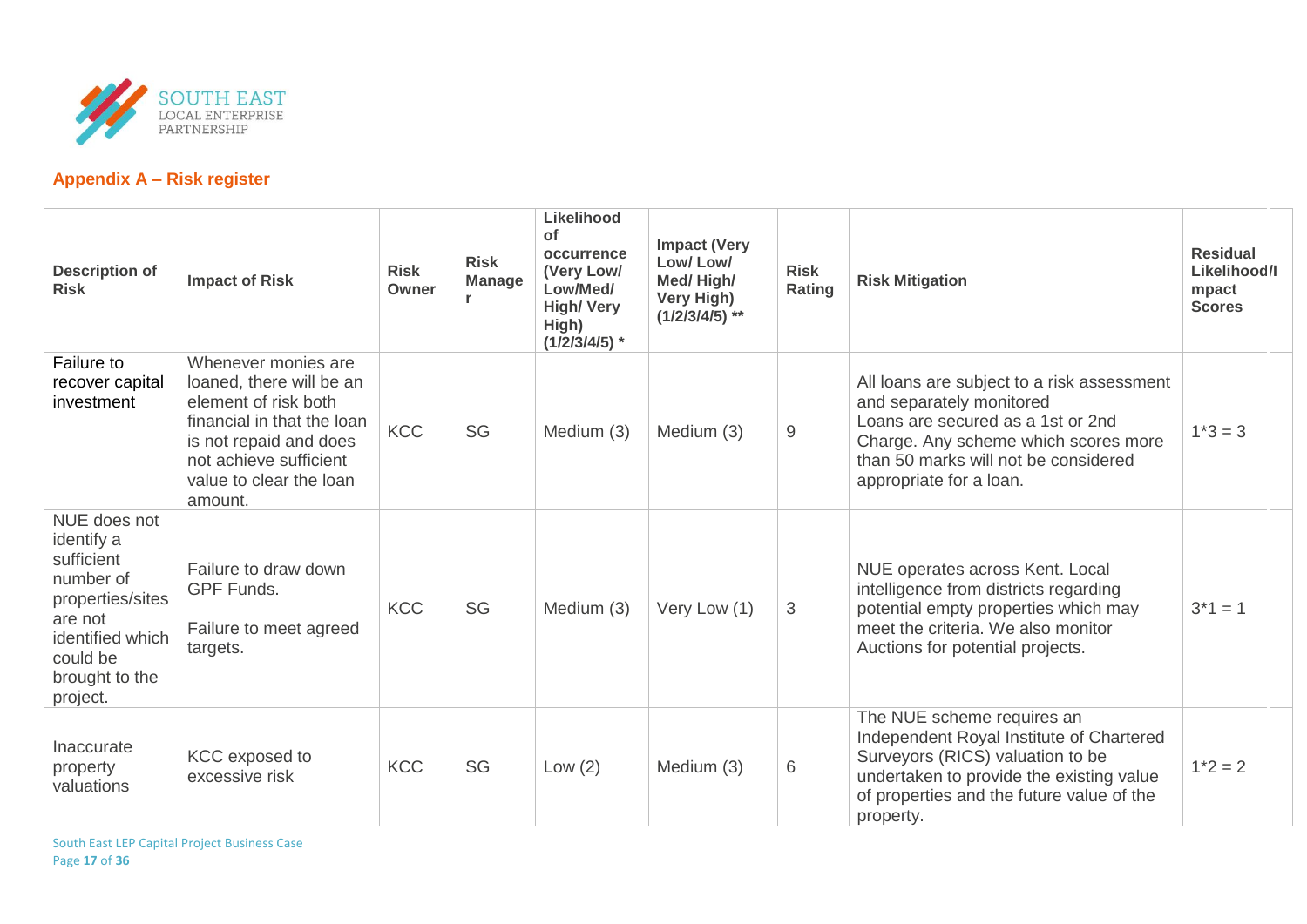## Appendix A – Risk register

| Description of Risk | Impact of Risk | Risk Owner | Risk Manager | Likelihood of occurrence (Very Low/ Low/Med/ High/ Very High) (1/2/3/4/5) * | Impact (Very Low/ Low/ Med/ High/ Very High) (1/2/3/4/5) ** | Risk Rating | Risk Mitigation | Residual Likelihood/Impact Scores |
|---|---|---|---|---|---|---|---|---|
| Failure to recover capital investment | Whenever monies are loaned, there will be an element of risk both financial in that the loan is not repaid and does not achieve sufficient value to clear the loan amount. | KCC | SG | Medium (3) | Medium (3) | 9 | All loans are subject to a risk assessment and separately monitored<br>Loans are secured as a 1st or 2nd Charge. Any scheme which scores more than 50 marks will not be considered appropriate for a loan. | 1*3 = 3 |
| NUE does not identify a sufficient number of properties/sites are not identified which could be brought to the project. | Failure to draw down GPF Funds.<br><br>Failure to meet agreed targets. | KCC | SG | Medium (3) | Very Low (1) | 3 | NUE operates across Kent. Local intelligence from districts regarding potential empty properties which may meet the criteria. We also monitor Auctions for potential projects. | 3*1 = 1 |
| Inaccurate property valuations | KCC exposed to excessive risk | KCC | SG | Low (2) | Medium (3) | 6 | The NUE scheme requires an Independent Royal Institute of Chartered Surveyors (RICS) valuation to be undertaken to provide the existing value of properties and the future value of the property. | 1*2 = 2 |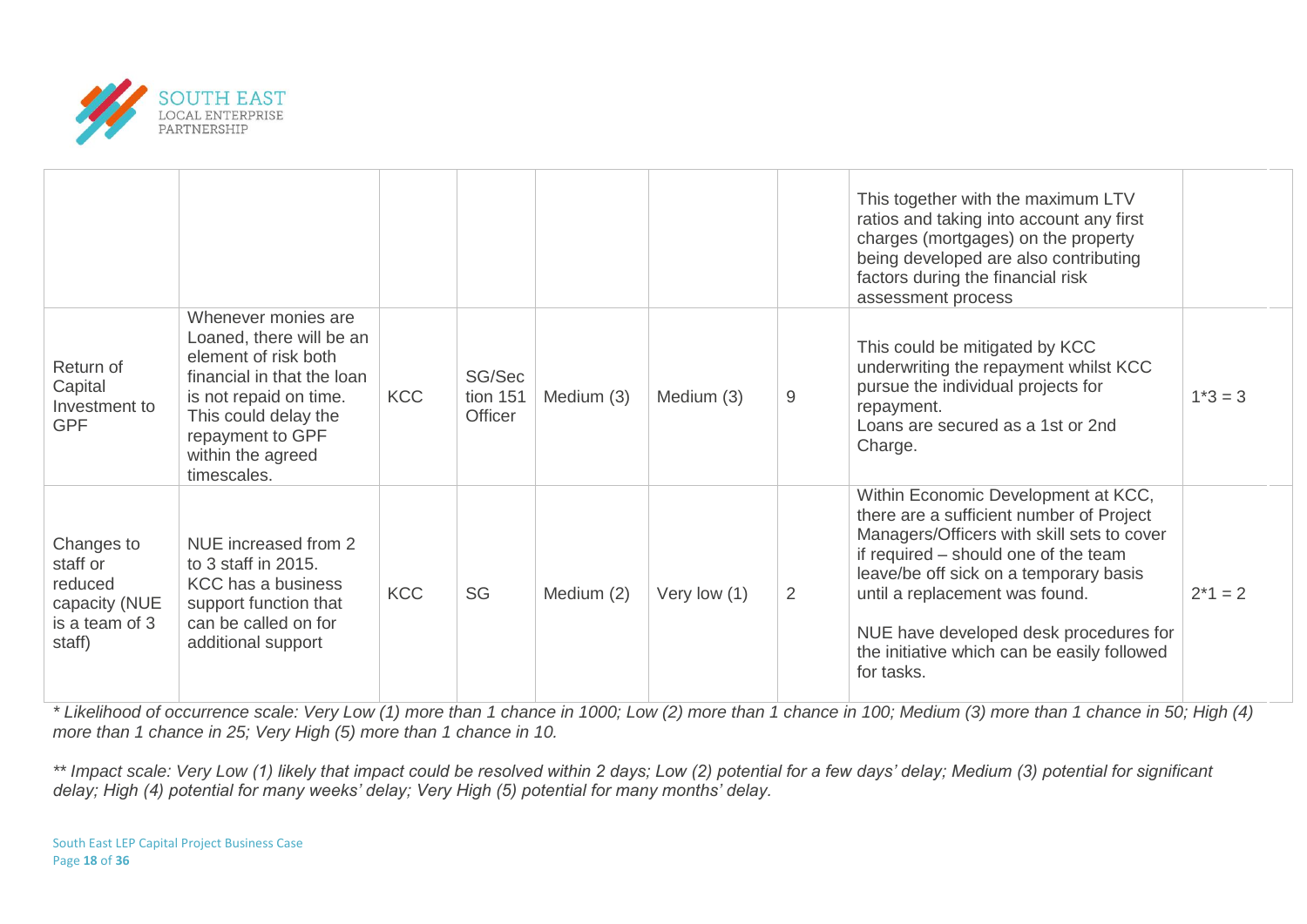| | | | | | | | | |
|---|---|---|---|---|---|---|---|---|
| | | | | | | | This together with the maximum LTV ratios and taking into account any first charges (mortgages) on the property being developed are also contributing factors during the financial risk assessment process | |
| Return of Capital Investment to GPF | Whenever monies are Loaned, there will be an element of risk both financial in that the loan is not repaid on time. This could delay the repayment to GPF within the agreed timescales. | KCC | SG/Section 151 Officer | Medium (3) | Medium (3) | 9 | This could be mitigated by KCC underwriting the repayment whilst KCC pursue the individual projects for repayment.<br>Loans are secured as a 1st or 2nd Charge. | 1*3 = 3 |
| Changes to staff or reduced capacity (NUE is a team of 3 staff) | NUE increased from 2 to 3 staff in 2015. KCC has a business support function that can be called on for additional support | KCC | SG | Medium (2) | Very low (1) | 2 | Within Economic Development at KCC, there are a sufficient number of Project Managers/Officers with skill sets to cover if required – should one of the team leave/be off sick on a temporary basis until a replacement was found.<br><br>NUE have developed desk procedures for the initiative which can be easily followed for tasks. | 2*1 = 2 |

*\* Likelihood of occurrence scale: Very Low (1) more than 1 chance in 1000; Low (2) more than 1 chance in 100; Medium (3) more than 1 chance in 50; High (4) more than 1 chance in 25; Very High (5) more than 1 chance in 10.*

*\*\* Impact scale: Very Low (1) likely that impact could be resolved within 2 days; Low (2) potential for a few days' delay; Medium (3) potential for significant delay; High (4) potential for many weeks' delay; Very High (5) potential for many months' delay.*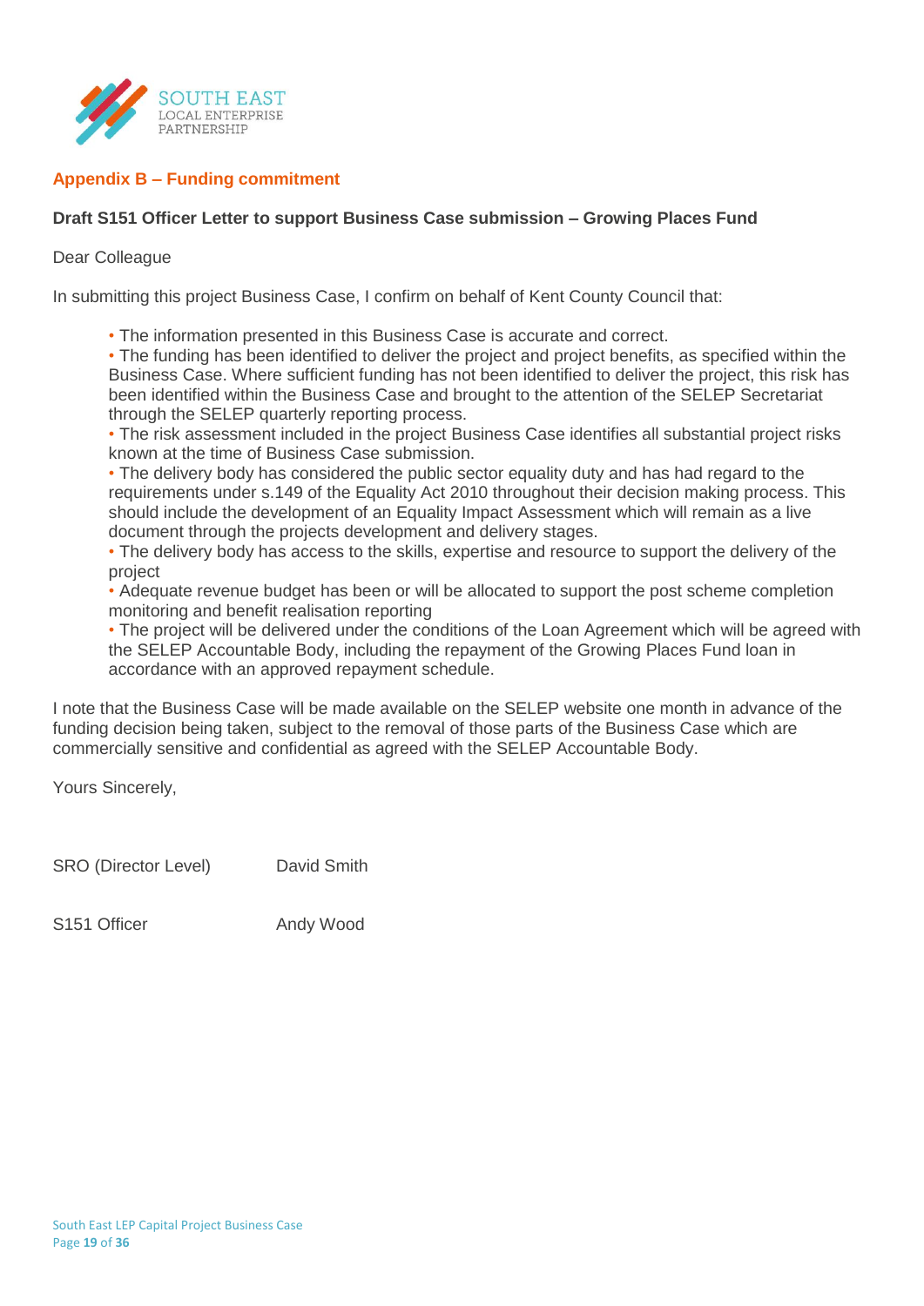## Appendix B – Funding commitment

**Draft S151 Officer Letter to support Business Case submission – Growing Places Fund**

Dear Colleague

In submitting this project Business Case, I confirm on behalf of Kent County Council that:

- The information presented in this Business Case is accurate and correct.
- The funding has been identified to deliver the project and project benefits, as specified within the Business Case. Where sufficient funding has not been identified to deliver the project, this risk has been identified within the Business Case and brought to the attention of the SELEP Secretariat through the SELEP quarterly reporting process.
- The risk assessment included in the project Business Case identifies all substantial project risks known at the time of Business Case submission.
- The delivery body has considered the public sector equality duty and has had regard to the requirements under s.149 of the Equality Act 2010 throughout their decision making process. This should include the development of an Equality Impact Assessment which will remain as a live document through the projects development and delivery stages.
- The delivery body has access to the skills, expertise and resource to support the delivery of the project
- Adequate revenue budget has been or will be allocated to support the post scheme completion monitoring and benefit realisation reporting
- The project will be delivered under the conditions of the Loan Agreement which will be agreed with the SELEP Accountable Body, including the repayment of the Growing Places Fund loan in accordance with an approved repayment schedule.

I note that the Business Case will be made available on the SELEP website one month in advance of the funding decision being taken, subject to the removal of those parts of the Business Case which are commercially sensitive and confidential as agreed with the SELEP Accountable Body.

Yours Sincerely,

SRO (Director Level) David Smith

S151 Officer Andy Wood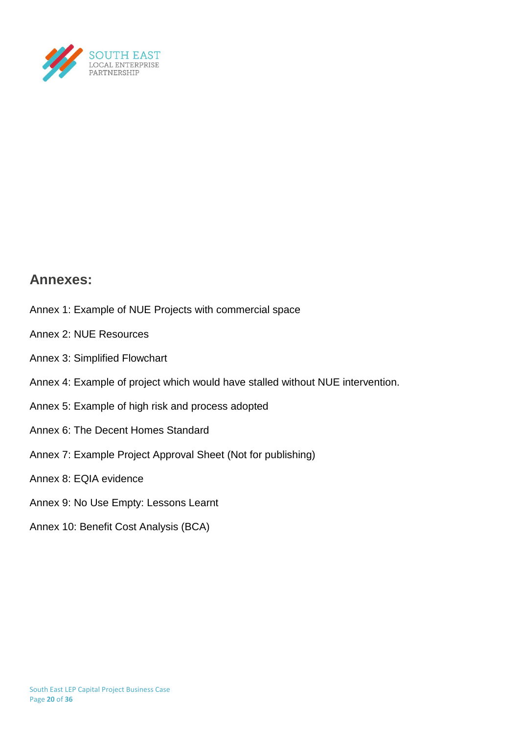## Annexes:

Annex 1: Example of NUE Projects with commercial space

Annex 2: NUE Resources

Annex 3: Simplified Flowchart

Annex 4: Example of project which would have stalled without NUE intervention.

Annex 5: Example of high risk and process adopted

Annex 6: The Decent Homes Standard

Annex 7: Example Project Approval Sheet (Not for publishing)

Annex 8: EQIA evidence

Annex 9: No Use Empty: Lessons Learnt

Annex 10: Benefit Cost Analysis (BCA)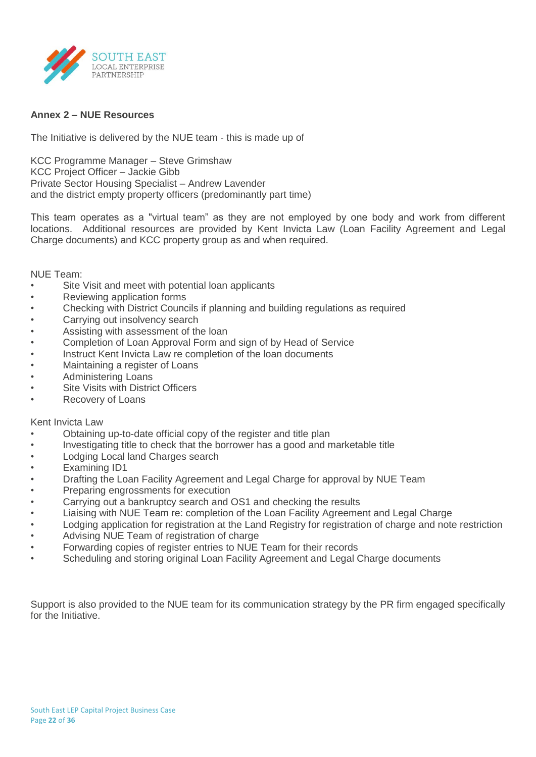### Annex 2 – NUE Resources

The Initiative is delivered by the NUE team - this is made up of

KCC Programme Manager – Steve Grimshaw
KCC Project Officer – Jackie Gibb
Private Sector Housing Specialist – Andrew Lavender
and the district empty property officers (predominantly part time)

This team operates as a "virtual team" as they are not employed by one body and work from different locations. Additional resources are provided by Kent Invicta Law (Loan Facility Agreement and Legal Charge documents) and KCC property group as and when required.

NUE Team:

- Site Visit and meet with potential loan applicants
- Reviewing application forms
- Checking with District Councils if planning and building regulations as required
- Carrying out insolvency search
- Assisting with assessment of the loan
- Completion of Loan Approval Form and sign of by Head of Service
- Instruct Kent Invicta Law re completion of the loan documents
- Maintaining a register of Loans
- Administering Loans
- Site Visits with District Officers
- Recovery of Loans

Kent Invicta Law

- Obtaining up-to-date official copy of the register and title plan
- Investigating title to check that the borrower has a good and marketable title
- Lodging Local land Charges search
- Examining ID1
- Drafting the Loan Facility Agreement and Legal Charge for approval by NUE Team
- Preparing engrossments for execution
- Carrying out a bankruptcy search and OS1 and checking the results
- Liaising with NUE Team re: completion of the Loan Facility Agreement and Legal Charge
- Lodging application for registration at the Land Registry for registration of charge and note restriction
- Advising NUE Team of registration of charge
- Forwarding copies of register entries to NUE Team for their records
- Scheduling and storing original Loan Facility Agreement and Legal Charge documents

Support is also provided to the NUE team for its communication strategy by the PR firm engaged specifically for the Initiative.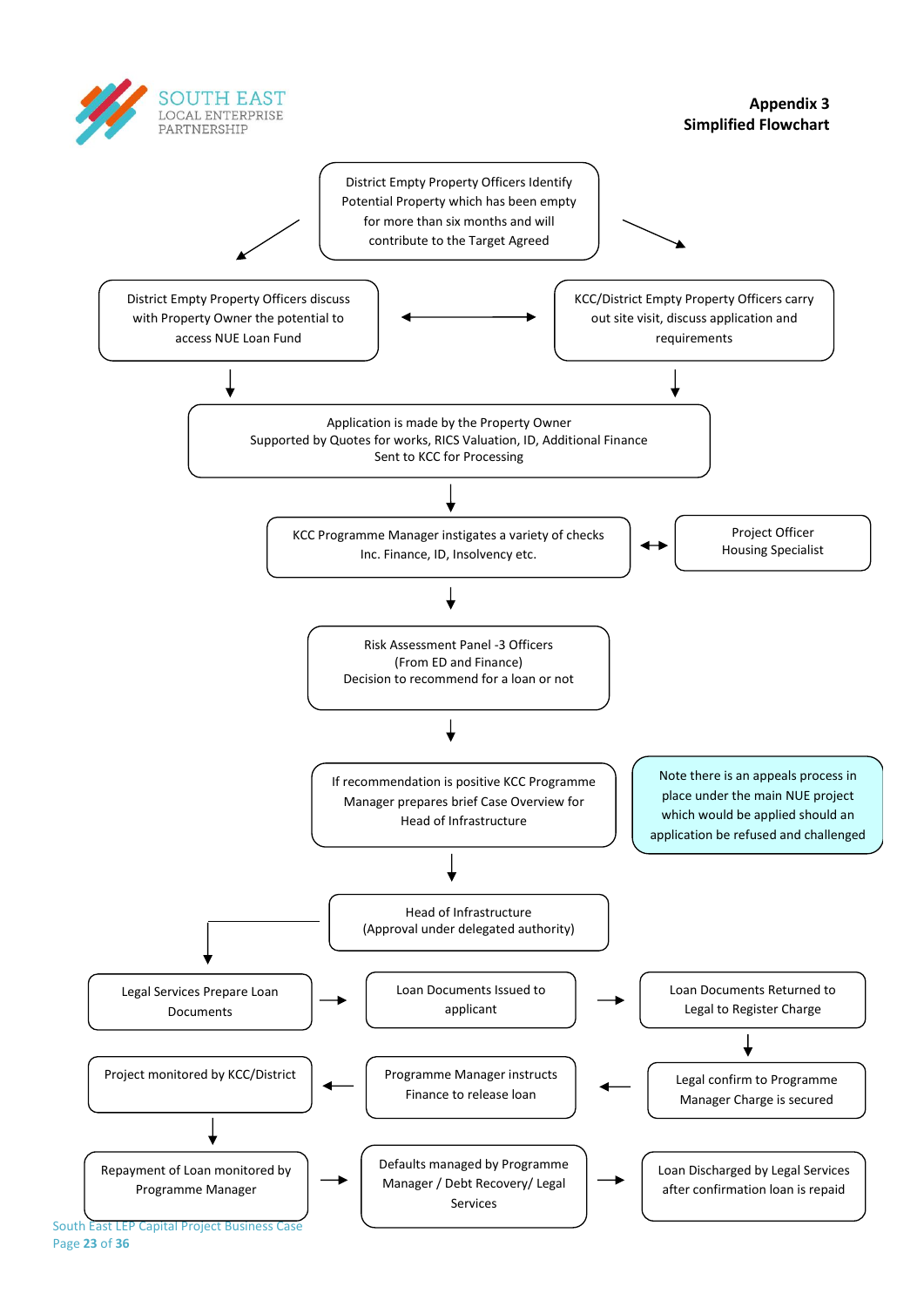# Appendix 3
## Simplified Flowchart

District Empty Property Officers Identify Potential Property which has been empty for more than six months and will contribute to the Target Agreed

District Empty Property Officers discuss with Property Owner the potential to access NUE Loan Fund

KCC/District Empty Property Officers carry out site visit, discuss application and requirements

Application is made by the Property Owner
Supported by Quotes for works, RICS Valuation, ID, Additional Finance
Sent to KCC for Processing

KCC Programme Manager instigates a variety of checks Inc. Finance, ID, Insolvency etc.

Project Officer
Housing Specialist

Risk Assessment Panel -3 Officers
(From ED and Finance)
Decision to recommend for a loan or not

If recommendation is positive KCC Programme Manager prepares brief Case Overview for Head of Infrastructure

Note there is an appeals process in place under the main NUE project which would be applied should an application be refused and challenged

Head of Infrastructure
(Approval under delegated authority)

Legal Services Prepare Loan Documents

Loan Documents Issued to applicant

Loan Documents Returned to Legal to Register Charge

Legal confirm to Programme Manager Charge is secured

Programme Manager instructs Finance to release loan

Project monitored by KCC/District

Repayment of Loan monitored by Programme Manager

Defaults managed by Programme Manager / Debt Recovery/ Legal Services

Loan Discharged by Legal Services after confirmation loan is repaid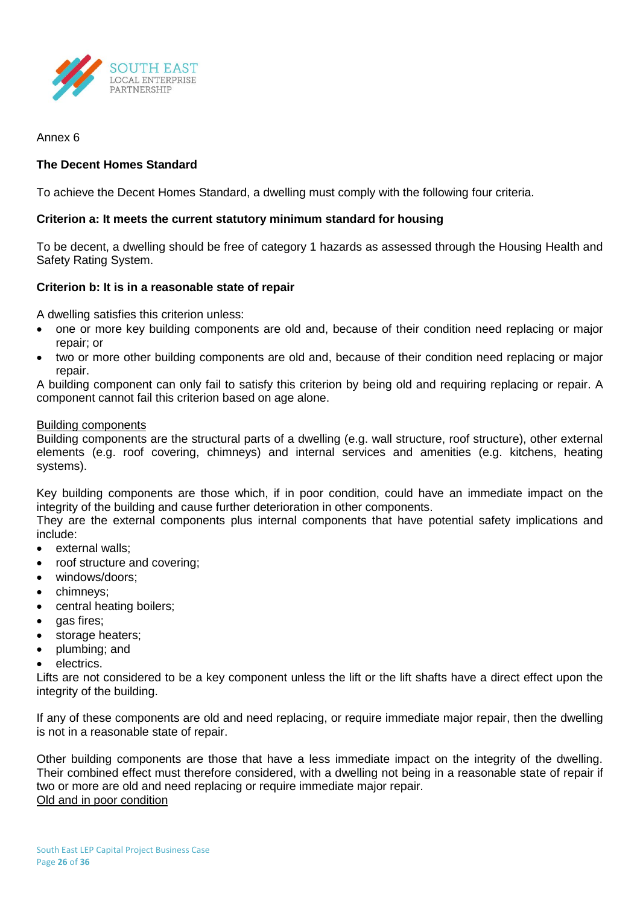Annex 6

**The Decent Homes Standard**

To achieve the Decent Homes Standard, a dwelling must comply with the following four criteria.

**Criterion a: It meets the current statutory minimum standard for housing**

To be decent, a dwelling should be free of category 1 hazards as assessed through the Housing Health and Safety Rating System.

**Criterion b: It is in a reasonable state of repair**

A dwelling satisfies this criterion unless:

- one or more key building components are old and, because of their condition need replacing or major repair; or
- two or more other building components are old and, because of their condition need replacing or major repair.

A building component can only fail to satisfy this criterion by being old and requiring replacing or repair. A component cannot fail this criterion based on age alone.

<u>Building components</u>

Building components are the structural parts of a dwelling (e.g. wall structure, roof structure), other external elements (e.g. roof covering, chimneys) and internal services and amenities (e.g. kitchens, heating systems).

Key building components are those which, if in poor condition, could have an immediate impact on the integrity of the building and cause further deterioration in other components.

They are the external components plus internal components that have potential safety implications and include:

- external walls;
- roof structure and covering;
- windows/doors;
- chimneys;
- central heating boilers;
- gas fires;
- storage heaters;
- plumbing; and
- electrics.

Lifts are not considered to be a key component unless the lift or the lift shafts have a direct effect upon the integrity of the building.

If any of these components are old and need replacing, or require immediate major repair, then the dwelling is not in a reasonable state of repair.

Other building components are those that have a less immediate impact on the integrity of the dwelling. Their combined effect must therefore considered, with a dwelling not being in a reasonable state of repair if two or more are old and need replacing or require immediate major repair.

<u>Old and in poor condition</u>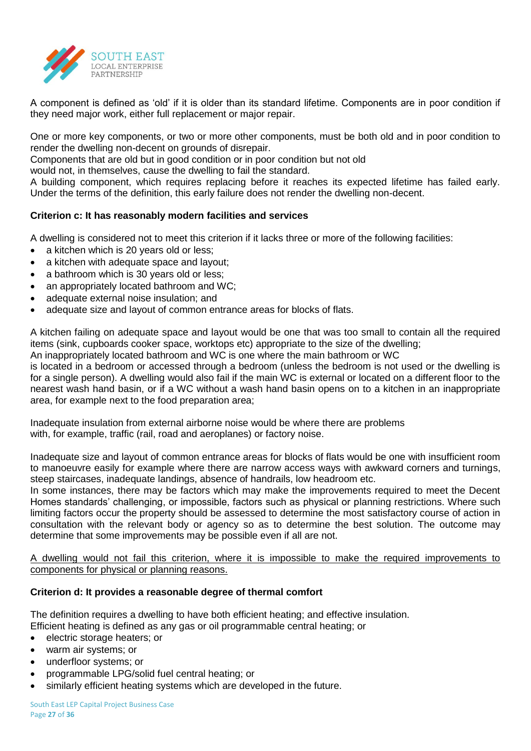A component is defined as 'old' if it is older than its standard lifetime. Components are in poor condition if they need major work, either full replacement or major repair.

One or more key components, or two or more other components, must be both old and in poor condition to render the dwelling non-decent on grounds of disrepair.
Components that are old but in good condition or in poor condition but not old would not, in themselves, cause the dwelling to fail the standard.
A building component, which requires replacing before it reaches its expected lifetime has failed early. Under the terms of the definition, this early failure does not render the dwelling non-decent.

**Criterion c: It has reasonably modern facilities and services**

A dwelling is considered not to meet this criterion if it lacks three or more of the following facilities:

- a kitchen which is 20 years old or less;
- a kitchen with adequate space and layout;
- a bathroom which is 30 years old or less;
- an appropriately located bathroom and WC;
- adequate external noise insulation; and
- adequate size and layout of common entrance areas for blocks of flats.

A kitchen failing on adequate space and layout would be one that was too small to contain all the required items (sink, cupboards cooker space, worktops etc) appropriate to the size of the dwelling;
An inappropriately located bathroom and WC is one where the main bathroom or WC is located in a bedroom or accessed through a bedroom (unless the bedroom is not used or the dwelling is for a single person). A dwelling would also fail if the main WC is external or located on a different floor to the nearest wash hand basin, or if a WC without a wash hand basin opens on to a kitchen in an inappropriate area, for example next to the food preparation area;

Inadequate insulation from external airborne noise would be where there are problems with, for example, traffic (rail, road and aeroplanes) or factory noise.

Inadequate size and layout of common entrance areas for blocks of flats would be one with insufficient room to manoeuvre easily for example where there are narrow access ways with awkward corners and turnings, steep staircases, inadequate landings, absence of handrails, low headroom etc.
In some instances, there may be factors which may make the improvements required to meet the Decent Homes standards' challenging, or impossible, factors such as physical or planning restrictions. Where such limiting factors occur the property should be assessed to determine the most satisfactory course of action in consultation with the relevant body or agency so as to determine the best solution. The outcome may determine that some improvements may be possible even if all are not.

<u>A dwelling would not fail this criterion, where it is impossible to make the required improvements to components for physical or planning reasons.</u>

**Criterion d: It provides a reasonable degree of thermal comfort**

The definition requires a dwelling to have both efficient heating; and effective insulation.
Efficient heating is defined as any gas or oil programmable central heating; or

- electric storage heaters; or
- warm air systems; or
- underfloor systems; or
- programmable LPG/solid fuel central heating; or
- similarly efficient heating systems which are developed in the future.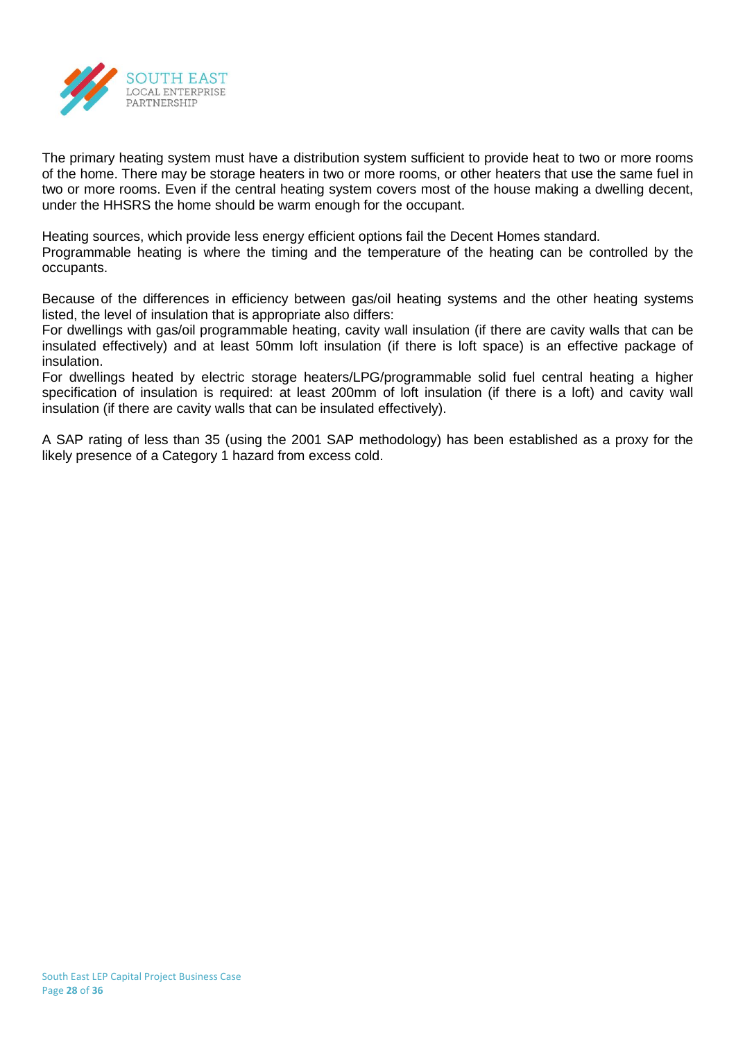The primary heating system must have a distribution system sufficient to provide heat to two or more rooms of the home. There may be storage heaters in two or more rooms, or other heaters that use the same fuel in two or more rooms. Even if the central heating system covers most of the house making a dwelling decent, under the HHSRS the home should be warm enough for the occupant.

Heating sources, which provide less energy efficient options fail the Decent Homes standard.
Programmable heating is where the timing and the temperature of the heating can be controlled by the occupants.

Because of the differences in efficiency between gas/oil heating systems and the other heating systems listed, the level of insulation that is appropriate also differs:
For dwellings with gas/oil programmable heating, cavity wall insulation (if there are cavity walls that can be insulated effectively) and at least 50mm loft insulation (if there is loft space) is an effective package of insulation.
For dwellings heated by electric storage heaters/LPG/programmable solid fuel central heating a higher specification of insulation is required: at least 200mm of loft insulation (if there is a loft) and cavity wall insulation (if there are cavity walls that can be insulated effectively).

A SAP rating of less than 35 (using the 2001 SAP methodology) has been established as a proxy for the likely presence of a Category 1 hazard from excess cold.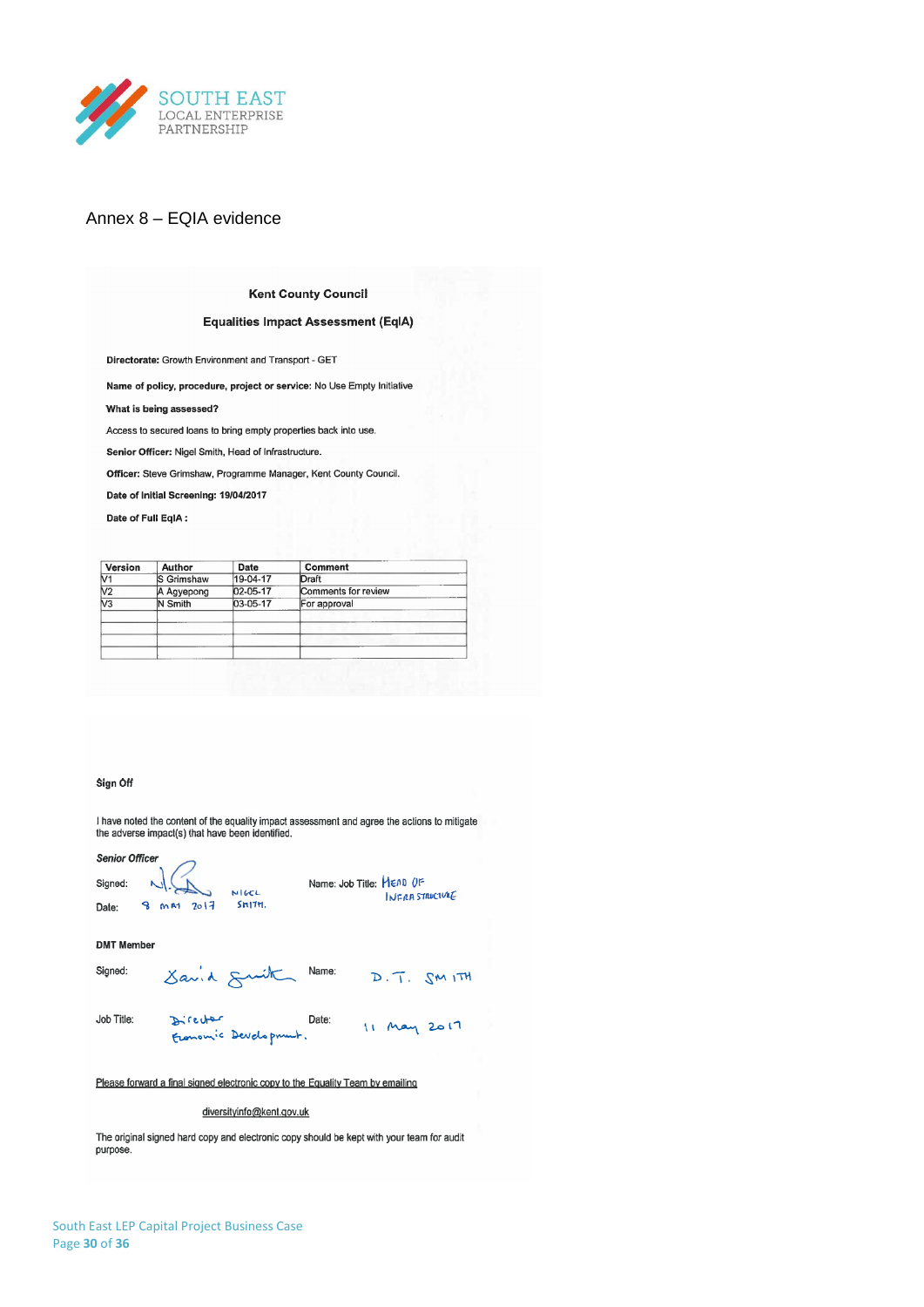SOUTH EAST
LOCAL ENTERPRISE
PARTNERSHIP

## Annex 8 – EQIA evidence

**Kent County Council**

**Equalities Impact Assessment (EqIA)**

**Directorate:** Growth Environment and Transport - GET

**Name of policy, procedure, project or service:** No Use Empty Initiative

**What is being assessed?**

Access to secured loans to bring empty properties back into use.

**Senior Officer:** Nigel Smith, Head of Infrastructure.

**Officer:** Steve Grimshaw, Programme Manager, Kent County Council.

**Date of Initial Screening: 19/04/2017**

**Date of Full EqIA :**

| Version | Author | Date | Comment |
|---|---|---|---|
| V1 | S Grimshaw | 19-04-17 | Draft |
| V2 | A Agyepong | 02-05-17 | Comments for review |
| V3 | N Smith | 03-05-17 | For approval |
| | | | |
| | | | |
| | | | |
| | | | |

**Sign Off**

I have noted the content of the equality impact assessment and agree the actions to mitigate the adverse impact(s) that have been identified.

***Senior Officer***

Signed: [signature] NIGEL SMITH.  Name: Job Title: HEAD OF INFRASTRUCTURE

Date: 8 MAY 2017

**DMT Member**

Signed: [signature David Smith]  Name: D. T. SMITH

Job Title: Director Economic Development.  Date: 11 May 2017

Please forward a final signed electronic copy to the Equality Team by emailing

diversityinfo@kent.gov.uk

The original signed hard copy and electronic copy should be kept with your team for audit purpose.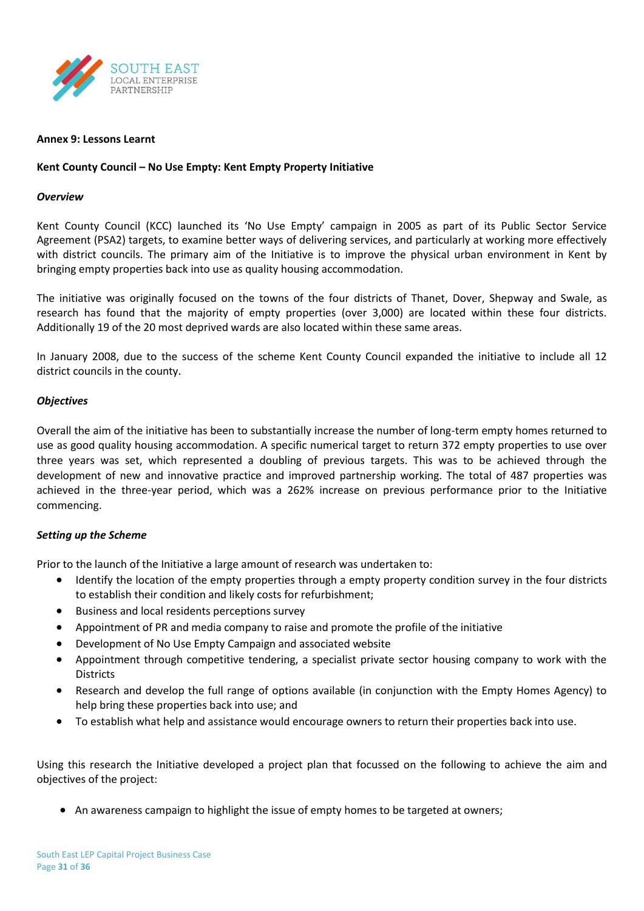**Annex 9: Lessons Learnt**

**Kent County Council – No Use Empty: Kent Empty Property Initiative**

***Overview***

Kent County Council (KCC) launched its 'No Use Empty' campaign in 2005 as part of its Public Sector Service Agreement (PSA2) targets, to examine better ways of delivering services, and particularly at working more effectively with district councils. The primary aim of the Initiative is to improve the physical urban environment in Kent by bringing empty properties back into use as quality housing accommodation.

The initiative was originally focused on the towns of the four districts of Thanet, Dover, Shepway and Swale, as research has found that the majority of empty properties (over 3,000) are located within these four districts. Additionally 19 of the 20 most deprived wards are also located within these same areas.

In January 2008, due to the success of the scheme Kent County Council expanded the initiative to include all 12 district councils in the county.

***Objectives***

Overall the aim of the initiative has been to substantially increase the number of long-term empty homes returned to use as good quality housing accommodation. A specific numerical target to return 372 empty properties to use over three years was set, which represented a doubling of previous targets. This was to be achieved through the development of new and innovative practice and improved partnership working. The total of 487 properties was achieved in the three-year period, which was a 262% increase on previous performance prior to the Initiative commencing.

***Setting up the Scheme***

Prior to the launch of the Initiative a large amount of research was undertaken to:

- Identify the location of the empty properties through a empty property condition survey in the four districts to establish their condition and likely costs for refurbishment;
- Business and local residents perceptions survey
- Appointment of PR and media company to raise and promote the profile of the initiative
- Development of No Use Empty Campaign and associated website
- Appointment through competitive tendering, a specialist private sector housing company to work with the Districts
- Research and develop the full range of options available (in conjunction with the Empty Homes Agency) to help bring these properties back into use; and
- To establish what help and assistance would encourage owners to return their properties back into use.

Using this research the Initiative developed a project plan that focussed on the following to achieve the aim and objectives of the project:

- An awareness campaign to highlight the issue of empty homes to be targeted at owners;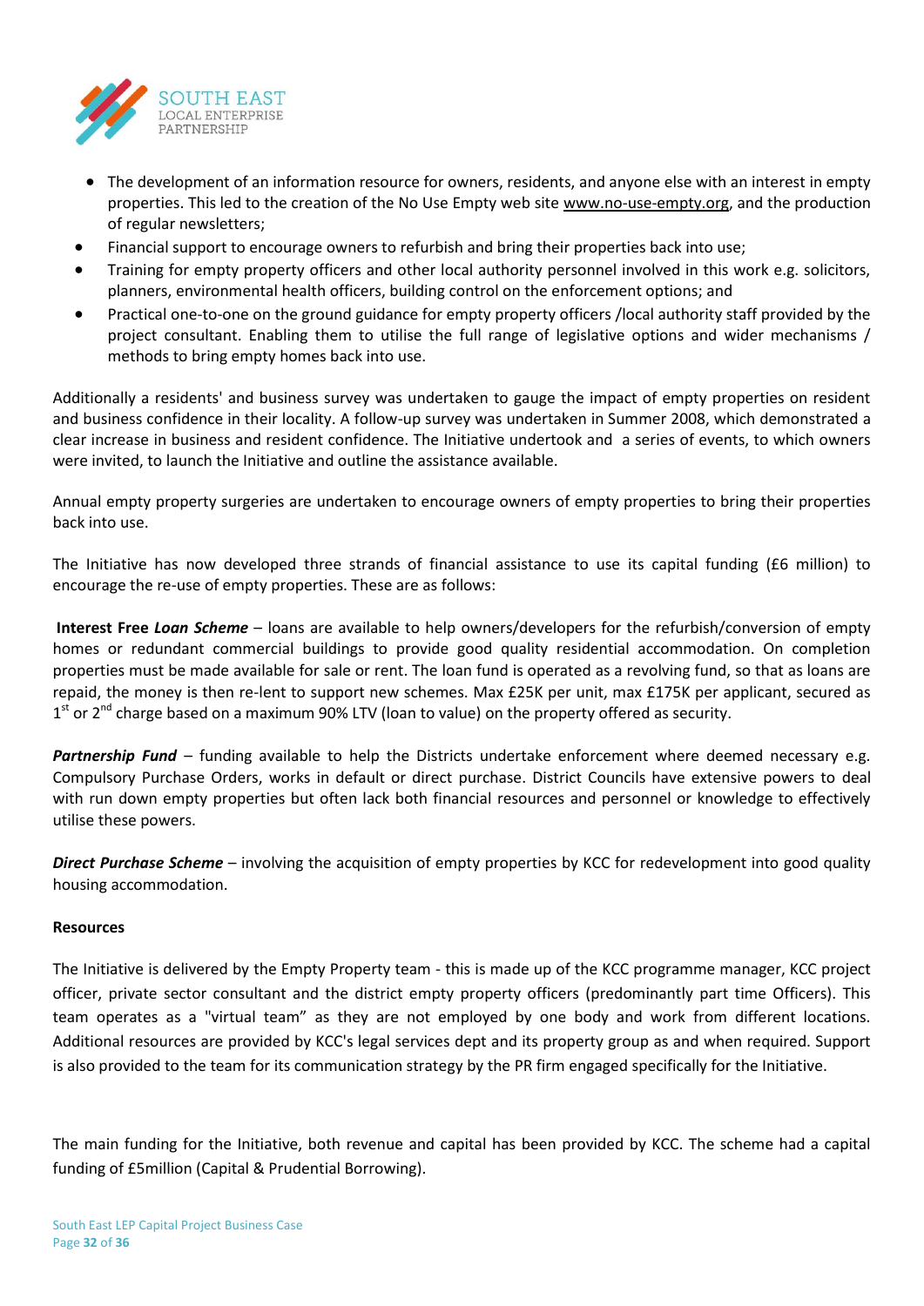- The development of an information resource for owners, residents, and anyone else with an interest in empty properties. This led to the creation of the No Use Empty web site www.no-use-empty.org, and the production of regular newsletters;
- Financial support to encourage owners to refurbish and bring their properties back into use;
- Training for empty property officers and other local authority personnel involved in this work e.g. solicitors, planners, environmental health officers, building control on the enforcement options; and
- Practical one-to-one on the ground guidance for empty property officers /local authority staff provided by the project consultant. Enabling them to utilise the full range of legislative options and wider mechanisms / methods to bring empty homes back into use.

Additionally a residents' and business survey was undertaken to gauge the impact of empty properties on resident and business confidence in their locality. A follow-up survey was undertaken in Summer 2008, which demonstrated a clear increase in business and resident confidence. The Initiative undertook and a series of events, to which owners were invited, to launch the Initiative and outline the assistance available.

Annual empty property surgeries are undertaken to encourage owners of empty properties to bring their properties back into use.

The Initiative has now developed three strands of financial assistance to use its capital funding (£6 million) to encourage the re-use of empty properties. These are as follows:

**Interest Free *Loan Scheme*** – loans are available to help owners/developers for the refurbish/conversion of empty homes or redundant commercial buildings to provide good quality residential accommodation. On completion properties must be made available for sale or rent. The loan fund is operated as a revolving fund, so that as loans are repaid, the money is then re-lent to support new schemes. Max £25K per unit, max £175K per applicant, secured as 1st or 2nd charge based on a maximum 90% LTV (loan to value) on the property offered as security.

***Partnership Fund*** – funding available to help the Districts undertake enforcement where deemed necessary e.g. Compulsory Purchase Orders, works in default or direct purchase. District Councils have extensive powers to deal with run down empty properties but often lack both financial resources and personnel or knowledge to effectively utilise these powers.

***Direct Purchase Scheme*** – involving the acquisition of empty properties by KCC for redevelopment into good quality housing accommodation.

**Resources**

The Initiative is delivered by the Empty Property team - this is made up of the KCC programme manager, KCC project officer, private sector consultant and the district empty property officers (predominantly part time Officers). This team operates as a "virtual team" as they are not employed by one body and work from different locations. Additional resources are provided by KCC's legal services dept and its property group as and when required. Support is also provided to the team for its communication strategy by the PR firm engaged specifically for the Initiative.

The main funding for the Initiative, both revenue and capital has been provided by KCC. The scheme had a capital funding of £5million (Capital & Prudential Borrowing).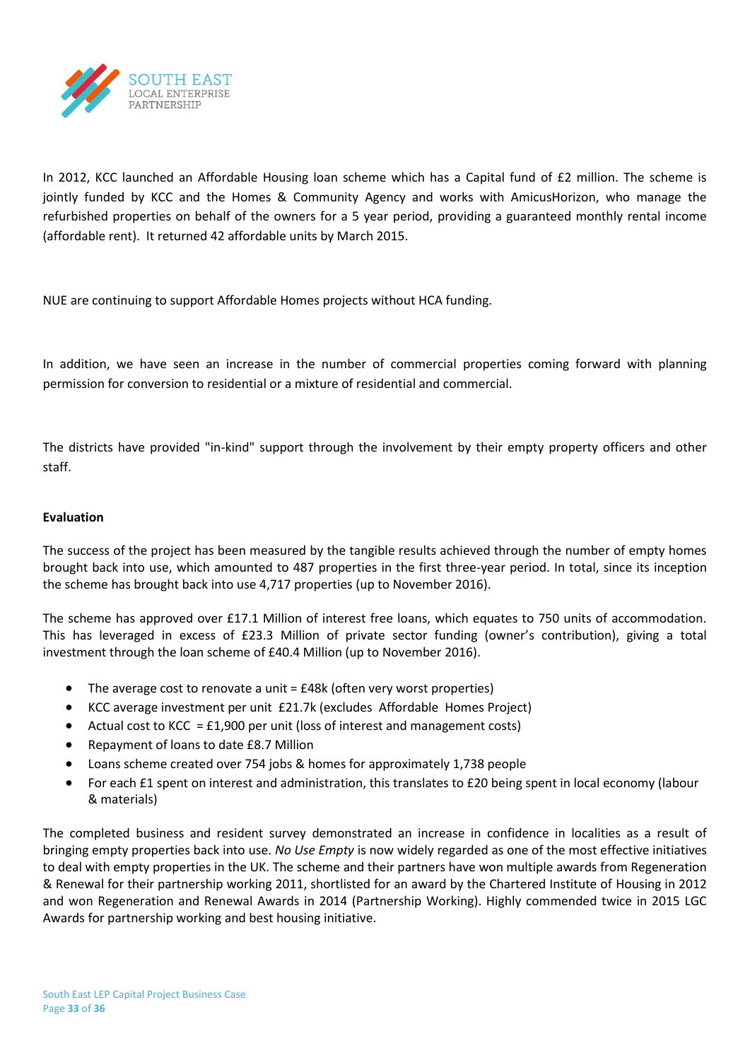In 2012, KCC launched an Affordable Housing loan scheme which has a Capital fund of £2 million. The scheme is jointly funded by KCC and the Homes & Community Agency and works with AmicusHorizon, who manage the refurbished properties on behalf of the owners for a 5 year period, providing a guaranteed monthly rental income (affordable rent). It returned 42 affordable units by March 2015.

NUE are continuing to support Affordable Homes projects without HCA funding.

In addition, we have seen an increase in the number of commercial properties coming forward with planning permission for conversion to residential or a mixture of residential and commercial.

The districts have provided "in-kind" support through the involvement by their empty property officers and other staff.

**Evaluation**

The success of the project has been measured by the tangible results achieved through the number of empty homes brought back into use, which amounted to 487 properties in the first three-year period. In total, since its inception the scheme has brought back into use 4,717 properties (up to November 2016).

The scheme has approved over £17.1 Million of interest free loans, which equates to 750 units of accommodation. This has leveraged in excess of £23.3 Million of private sector funding (owner's contribution), giving a total investment through the loan scheme of £40.4 Million (up to November 2016).

- The average cost to renovate a unit = £48k (often very worst properties)
- KCC average investment per unit £21.7k (excludes Affordable Homes Project)
- Actual cost to KCC = £1,900 per unit (loss of interest and management costs)
- Repayment of loans to date £8.7 Million
- Loans scheme created over 754 jobs & homes for approximately 1,738 people
- For each £1 spent on interest and administration, this translates to £20 being spent in local economy (labour & materials)

The completed business and resident survey demonstrated an increase in confidence in localities as a result of bringing empty properties back into use. *No Use Empty* is now widely regarded as one of the most effective initiatives to deal with empty properties in the UK. The scheme and their partners have won multiple awards from Regeneration & Renewal for their partnership working 2011, shortlisted for an award by the Chartered Institute of Housing in 2012 and won Regeneration and Renewal Awards in 2014 (Partnership Working). Highly commended twice in 2015 LGC Awards for partnership working and best housing initiative.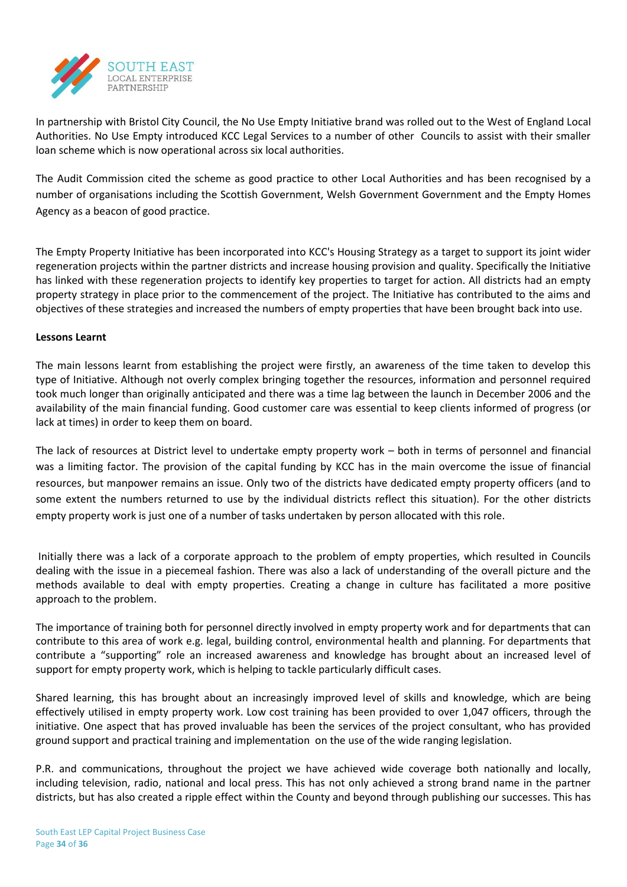In partnership with Bristol City Council, the No Use Empty Initiative brand was rolled out to the West of England Local Authorities. No Use Empty introduced KCC Legal Services to a number of other Councils to assist with their smaller loan scheme which is now operational across six local authorities.

The Audit Commission cited the scheme as good practice to other Local Authorities and has been recognised by a number of organisations including the Scottish Government, Welsh Government Government and the Empty Homes Agency as a beacon of good practice.

The Empty Property Initiative has been incorporated into KCC's Housing Strategy as a target to support its joint wider regeneration projects within the partner districts and increase housing provision and quality. Specifically the Initiative has linked with these regeneration projects to identify key properties to target for action. All districts had an empty property strategy in place prior to the commencement of the project. The Initiative has contributed to the aims and objectives of these strategies and increased the numbers of empty properties that have been brought back into use.

**Lessons Learnt**

The main lessons learnt from establishing the project were firstly, an awareness of the time taken to develop this type of Initiative. Although not overly complex bringing together the resources, information and personnel required took much longer than originally anticipated and there was a time lag between the launch in December 2006 and the availability of the main financial funding. Good customer care was essential to keep clients informed of progress (or lack at times) in order to keep them on board.

The lack of resources at District level to undertake empty property work – both in terms of personnel and financial was a limiting factor. The provision of the capital funding by KCC has in the main overcome the issue of financial resources, but manpower remains an issue. Only two of the districts have dedicated empty property officers (and to some extent the numbers returned to use by the individual districts reflect this situation). For the other districts empty property work is just one of a number of tasks undertaken by person allocated with this role.

Initially there was a lack of a corporate approach to the problem of empty properties, which resulted in Councils dealing with the issue in a piecemeal fashion. There was also a lack of understanding of the overall picture and the methods available to deal with empty properties. Creating a change in culture has facilitated a more positive approach to the problem.

The importance of training both for personnel directly involved in empty property work and for departments that can contribute to this area of work e.g. legal, building control, environmental health and planning. For departments that contribute a "supporting" role an increased awareness and knowledge has brought about an increased level of support for empty property work, which is helping to tackle particularly difficult cases.

Shared learning, this has brought about an increasingly improved level of skills and knowledge, which are being effectively utilised in empty property work. Low cost training has been provided to over 1,047 officers, through the initiative. One aspect that has proved invaluable has been the services of the project consultant, who has provided ground support and practical training and implementation on the use of the wide ranging legislation.

P.R. and communications, throughout the project we have achieved wide coverage both nationally and locally, including television, radio, national and local press. This has not only achieved a strong brand name in the partner districts, but has also created a ripple effect within the County and beyond through publishing our successes. This has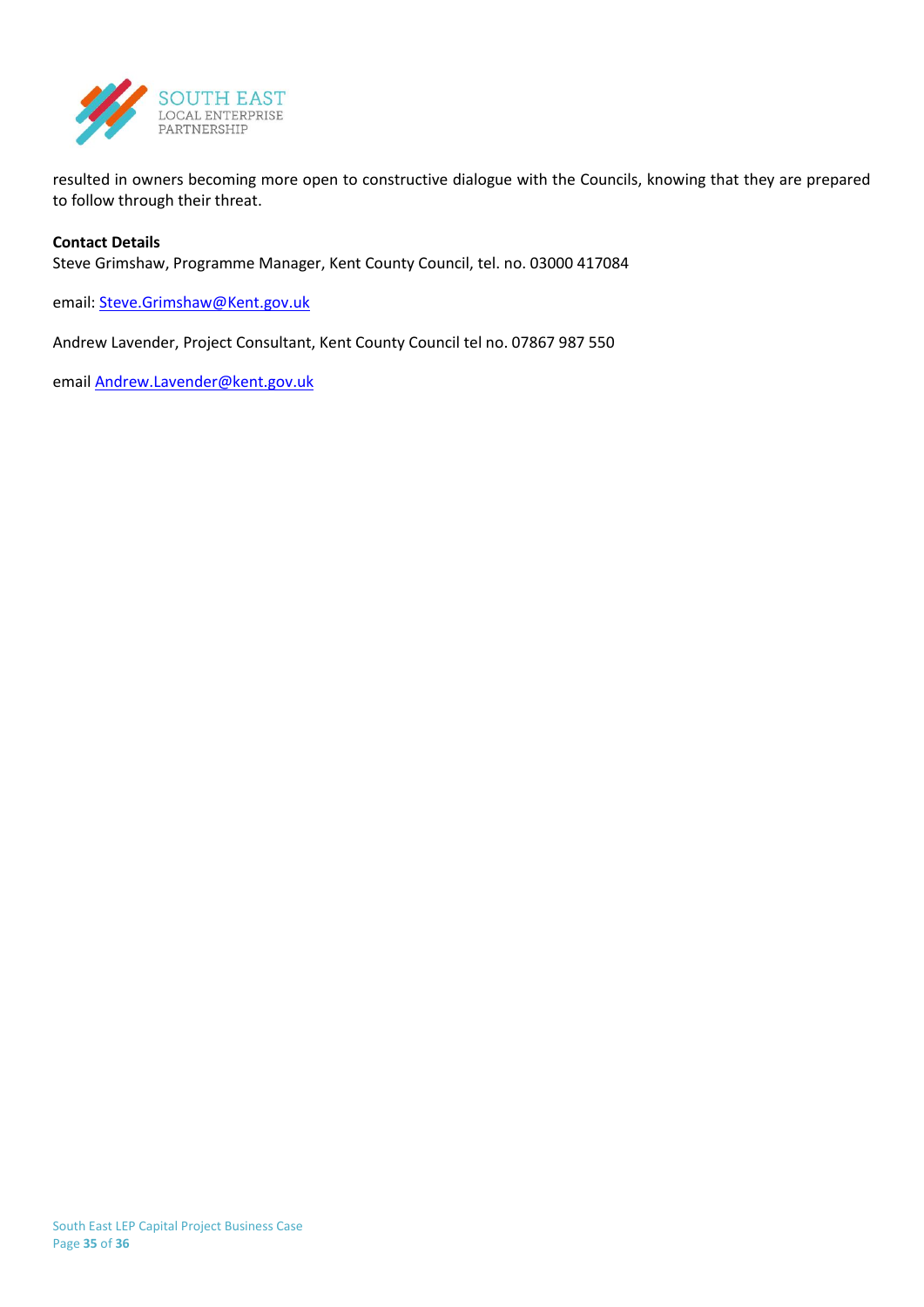resulted in owners becoming more open to constructive dialogue with the Councils, knowing that they are prepared to follow through their threat.

**Contact Details**

Steve Grimshaw, Programme Manager, Kent County Council, tel. no. 03000 417084

email: Steve.Grimshaw@Kent.gov.uk

Andrew Lavender, Project Consultant, Kent County Council tel no. 07867 987 550

email Andrew.Lavender@kent.gov.uk